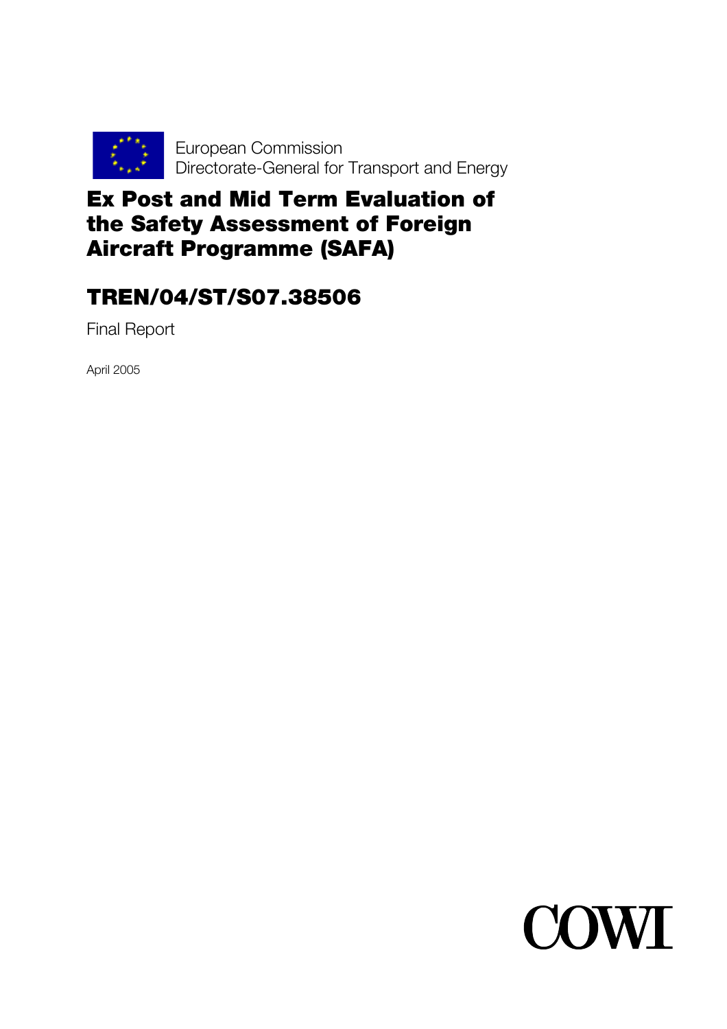European Commission
Directorate-General for Transport and Energy

# Ex Post and Mid Term Evaluation of the Safety Assessment of Foreign Aircraft Programme (SAFA)

## TREN/04/ST/S07.38506

Final Report

April 2005

COWI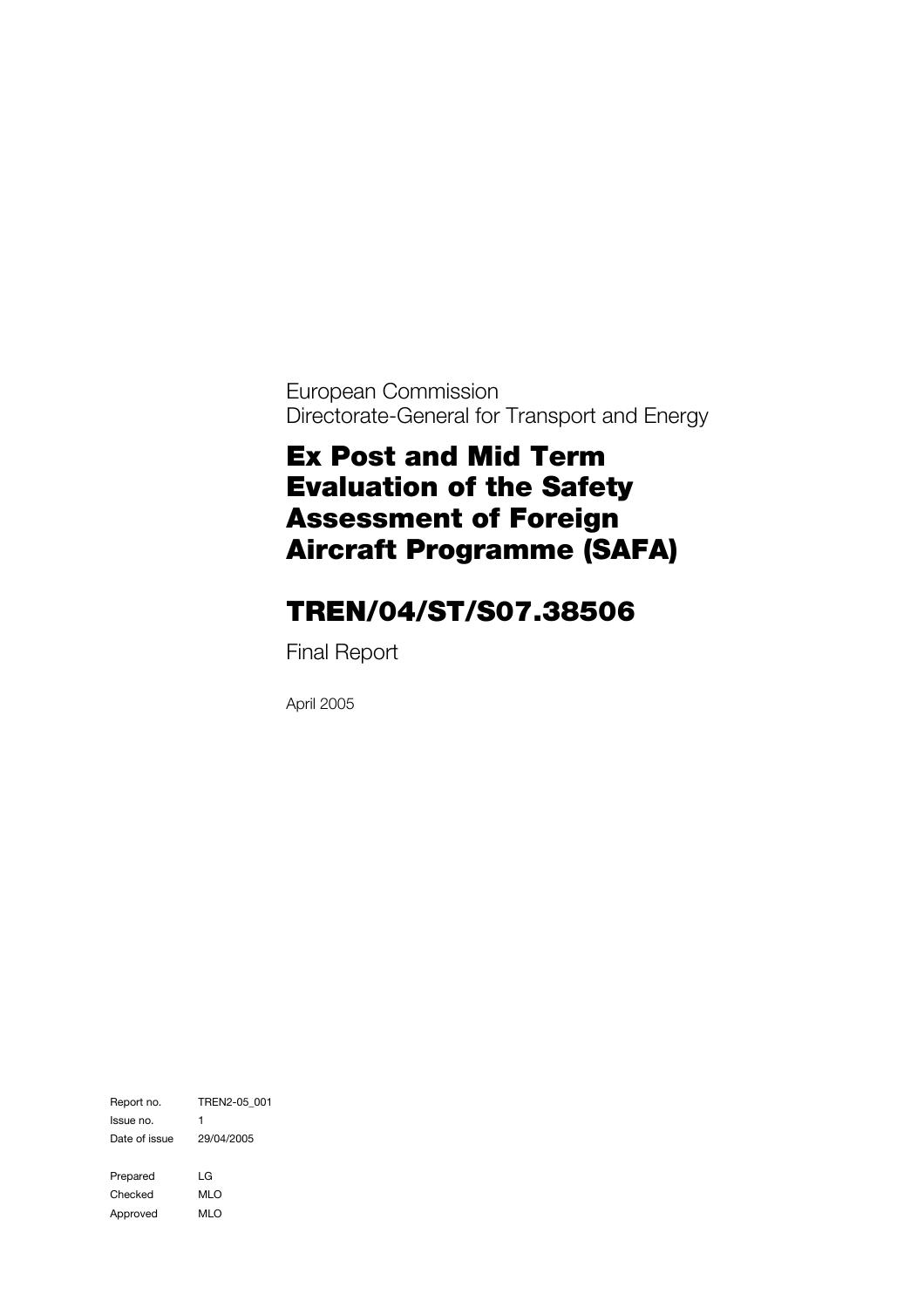European Commission
Directorate-General for Transport and Energy

# Ex Post and Mid Term Evaluation of the Safety Assessment of Foreign Aircraft Programme (SAFA)

# TREN/04/ST/S07.38506

Final Report

April 2005

| | |
|---|---|
| Report no. | TREN2-05_001 |
| Issue no. | 1 |
| Date of issue | 29/04/2005 |
| | |
| Prepared | LG |
| Checked | MLO |
| Approved | MLO |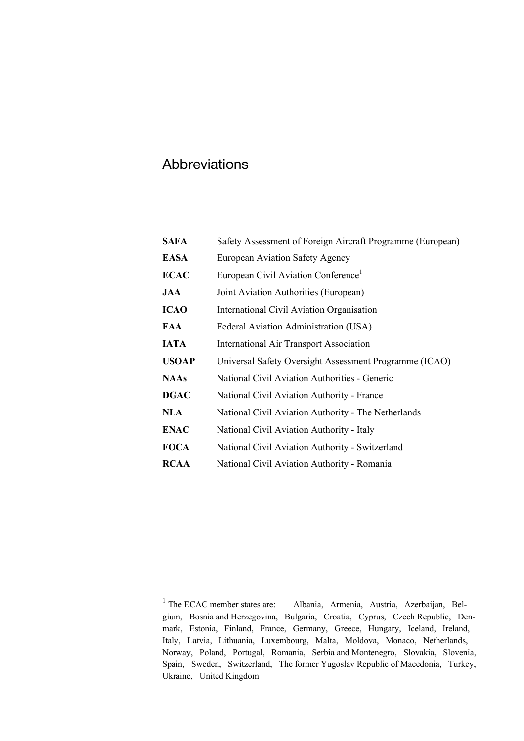# Abbreviations

| | |
|---|---|
| **SAFA** | Safety Assessment of Foreign Aircraft Programme (European) |
| **EASA** | European Aviation Safety Agency |
| **ECAC** | European Civil Aviation Conference[1] |
| **JAA** | Joint Aviation Authorities (European) |
| **ICAO** | International Civil Aviation Organisation |
| **FAA** | Federal Aviation Administration (USA) |
| **IATA** | International Air Transport Association |
| **USOAP** | Universal Safety Oversight Assessment Programme (ICAO) |
| **NAAs** | National Civil Aviation Authorities - Generic |
| **DGAC** | National Civil Aviation Authority - France |
| **NLA** | National Civil Aviation Authority - The Netherlands |
| **ENAC** | National Civil Aviation Authority - Italy |
| **FOCA** | National Civil Aviation Authority - Switzerland |
| **RCAA** | National Civil Aviation Authority - Romania |

[1] The ECAC member states are: Albania, Armenia, Austria, Azerbaijan, Belgium, Bosnia and Herzegovina, Bulgaria, Croatia, Cyprus, Czech Republic, Denmark, Estonia, Finland, France, Germany, Greece, Hungary, Iceland, Ireland, Italy, Latvia, Lithuania, Luxembourg, Malta, Moldova, Monaco, Netherlands, Norway, Poland, Portugal, Romania, Serbia and Montenegro, Slovakia, Slovenia, Spain, Sweden, Switzerland, The former Yugoslav Republic of Macedonia, Turkey, Ukraine, United Kingdom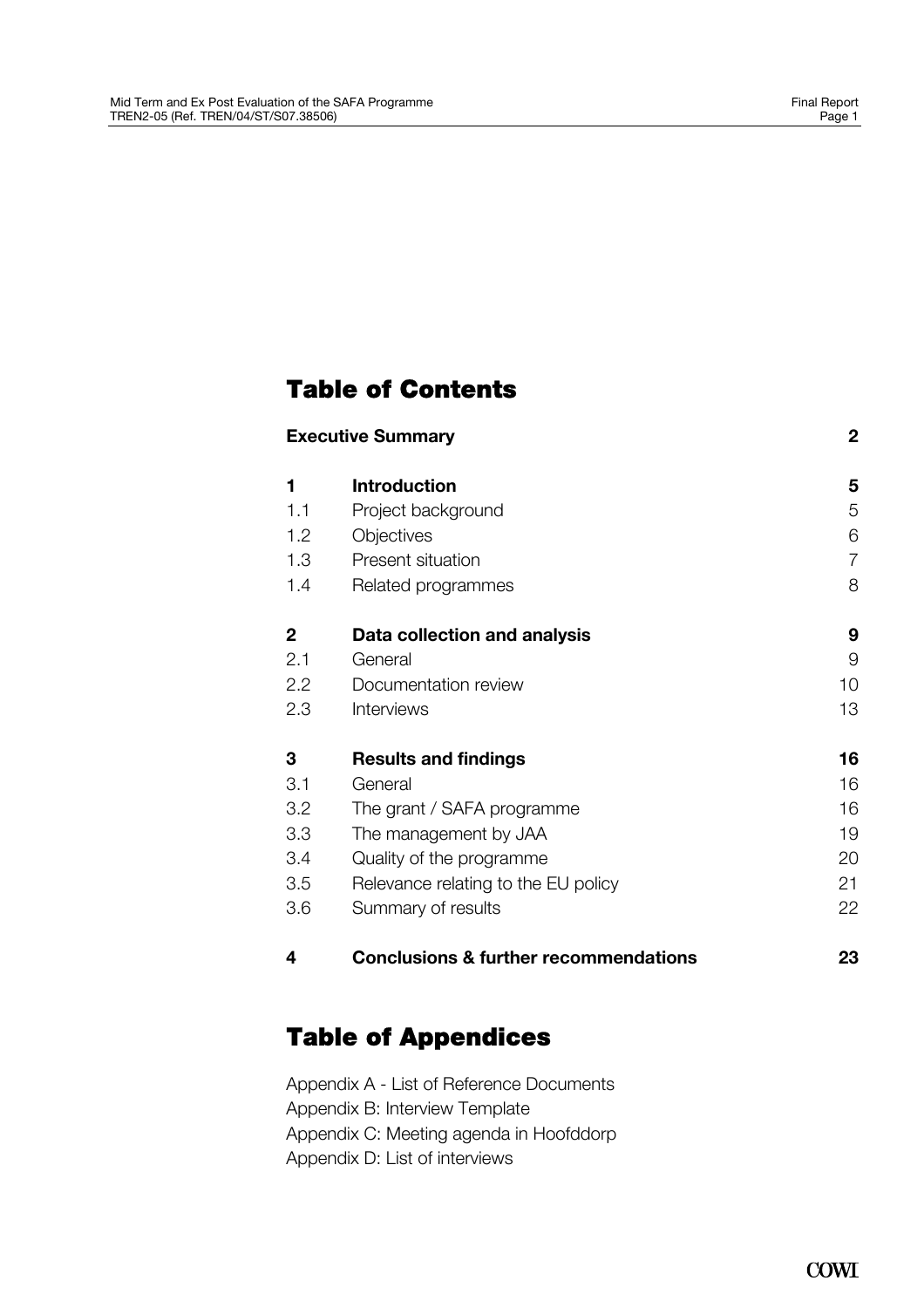# Table of Contents

| | | |
|---|---|---|
| **Executive Summary** | | **2** |
| **1** | **Introduction** | **5** |
| 1.1 | Project background | 5 |
| 1.2 | Objectives | 6 |
| 1.3 | Present situation | 7 |
| 1.4 | Related programmes | 8 |
| **2** | **Data collection and analysis** | **9** |
| 2.1 | General | 9 |
| 2.2 | Documentation review | 10 |
| 2.3 | Interviews | 13 |
| **3** | **Results and findings** | **16** |
| 3.1 | General | 16 |
| 3.2 | The grant / SAFA programme | 16 |
| 3.3 | The management by JAA | 19 |
| 3.4 | Quality of the programme | 20 |
| 3.5 | Relevance relating to the EU policy | 21 |
| 3.6 | Summary of results | 22 |
| **4** | **Conclusions & further recommendations** | **23** |

# Table of Appendices

Appendix A - List of Reference Documents

Appendix B: Interview Template

Appendix C: Meeting agenda in Hoofddorp

Appendix D: List of interviews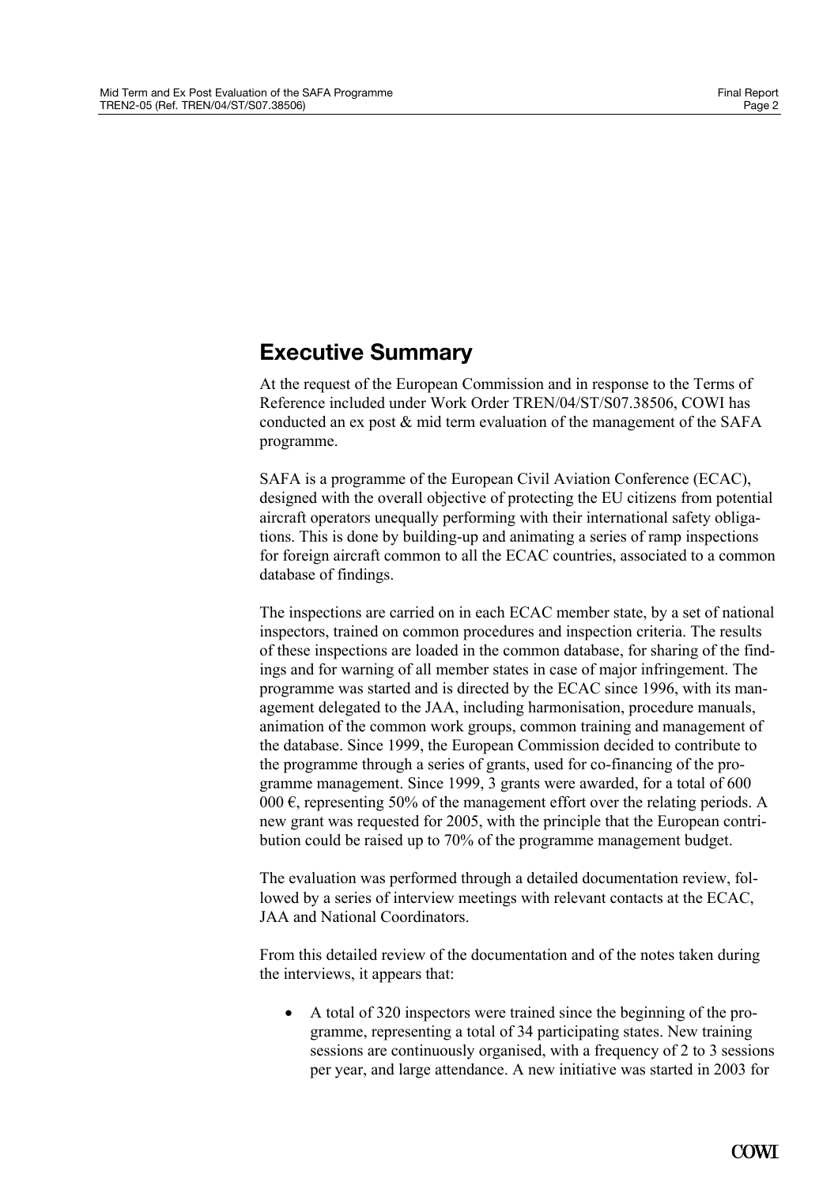# Executive Summary

At the request of the European Commission and in response to the Terms of Reference included under Work Order TREN/04/ST/S07.38506, COWI has conducted an ex post & mid term evaluation of the management of the SAFA programme.

SAFA is a programme of the European Civil Aviation Conference (ECAC), designed with the overall objective of protecting the EU citizens from potential aircraft operators unequally performing with their international safety obligations. This is done by building-up and animating a series of ramp inspections for foreign aircraft common to all the ECAC countries, associated to a common database of findings.

The inspections are carried on in each ECAC member state, by a set of national inspectors, trained on common procedures and inspection criteria. The results of these inspections are loaded in the common database, for sharing of the findings and for warning of all member states in case of major infringement. The programme was started and is directed by the ECAC since 1996, with its management delegated to the JAA, including harmonisation, procedure manuals, animation of the common work groups, common training and management of the database. Since 1999, the European Commission decided to contribute to the programme through a series of grants, used for co-financing of the programme management. Since 1999, 3 grants were awarded, for a total of 600 000 €, representing 50% of the management effort over the relating periods. A new grant was requested for 2005, with the principle that the European contribution could be raised up to 70% of the programme management budget.

The evaluation was performed through a detailed documentation review, followed by a series of interview meetings with relevant contacts at the ECAC, JAA and National Coordinators.

From this detailed review of the documentation and of the notes taken during the interviews, it appears that:

- A total of 320 inspectors were trained since the beginning of the programme, representing a total of 34 participating states. New training sessions are continuously organised, with a frequency of 2 to 3 sessions per year, and large attendance. A new initiative was started in 2003 for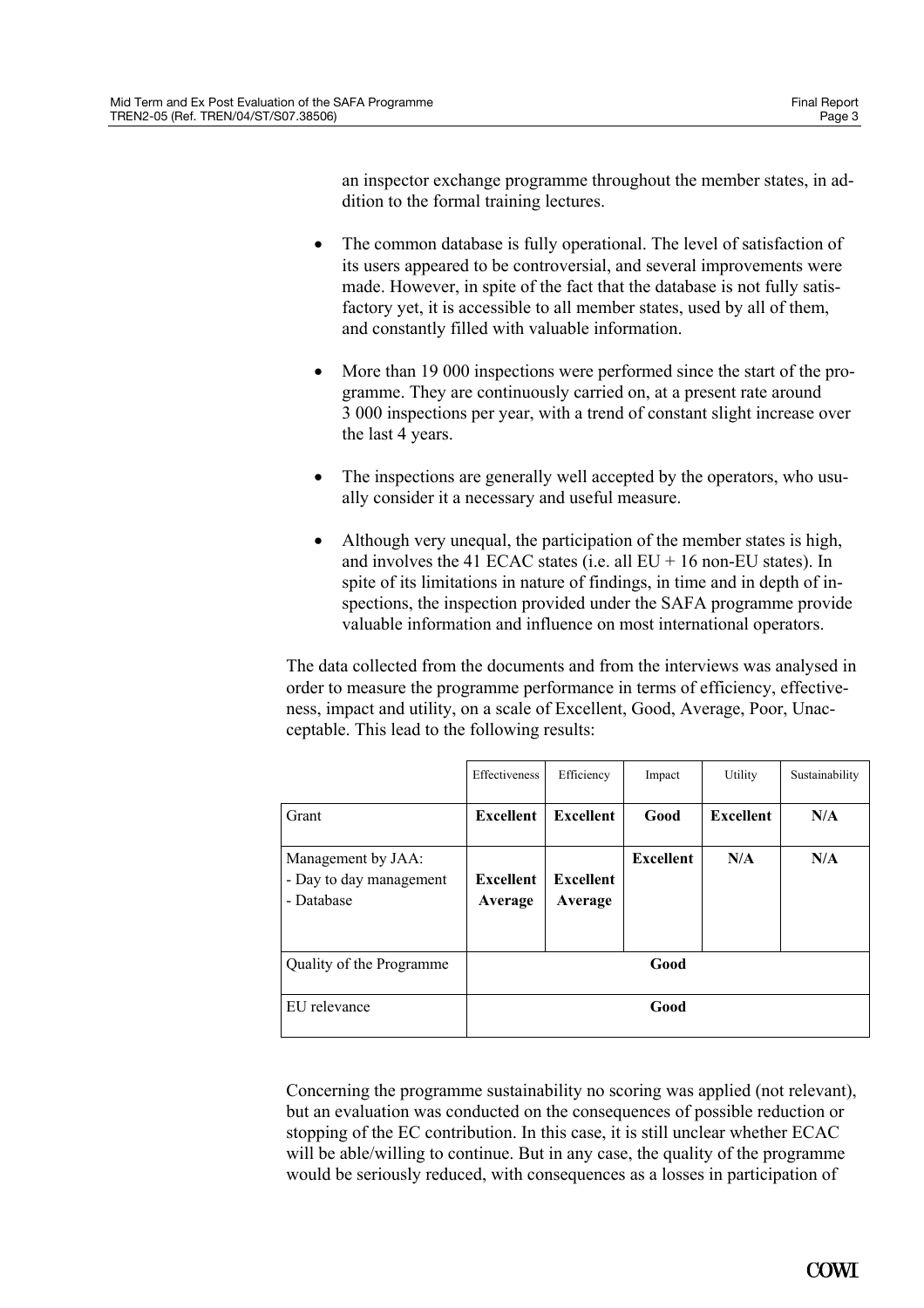an inspector exchange programme throughout the member states, in addition to the formal training lectures.

- The common database is fully operational. The level of satisfaction of its users appeared to be controversial, and several improvements were made. However, in spite of the fact that the database is not fully satisfactory yet, it is accessible to all member states, used by all of them, and constantly filled with valuable information.

- More than 19 000 inspections were performed since the start of the programme. They are continuously carried on, at a present rate around 3 000 inspections per year, with a trend of constant slight increase over the last 4 years.

- The inspections are generally well accepted by the operators, who usually consider it a necessary and useful measure.

- Although very unequal, the participation of the member states is high, and involves the 41 ECAC states (i.e. all EU + 16 non-EU states). In spite of its limitations in nature of findings, in time and in depth of inspections, the inspection provided under the SAFA programme provide valuable information and influence on most international operators.

The data collected from the documents and from the interviews was analysed in order to measure the programme performance in terms of efficiency, effectiveness, impact and utility, on a scale of Excellent, Good, Average, Poor, Unacceptable. This lead to the following results:

| | Effectiveness | Efficiency | Impact | Utility | Sustainability |
|---|---|---|---|---|---|
| Grant | **Excellent** | **Excellent** | **Good** | **Excellent** | **N/A** |
| Management by JAA:<br>- Day to day management<br>- Database | <br>**Excellent**<br>**Average** | <br>**Excellent**<br>**Average** | **Excellent** | **N/A** | **N/A** |
| Quality of the Programme | **Good** | | | | |
| EU relevance | **Good** | | | | |

Concerning the programme sustainability no scoring was applied (not relevant), but an evaluation was conducted on the consequences of possible reduction or stopping of the EC contribution. In this case, it is still unclear whether ECAC will be able/willing to continue. But in any case, the quality of the programme would be seriously reduced, with consequences as a losses in participation of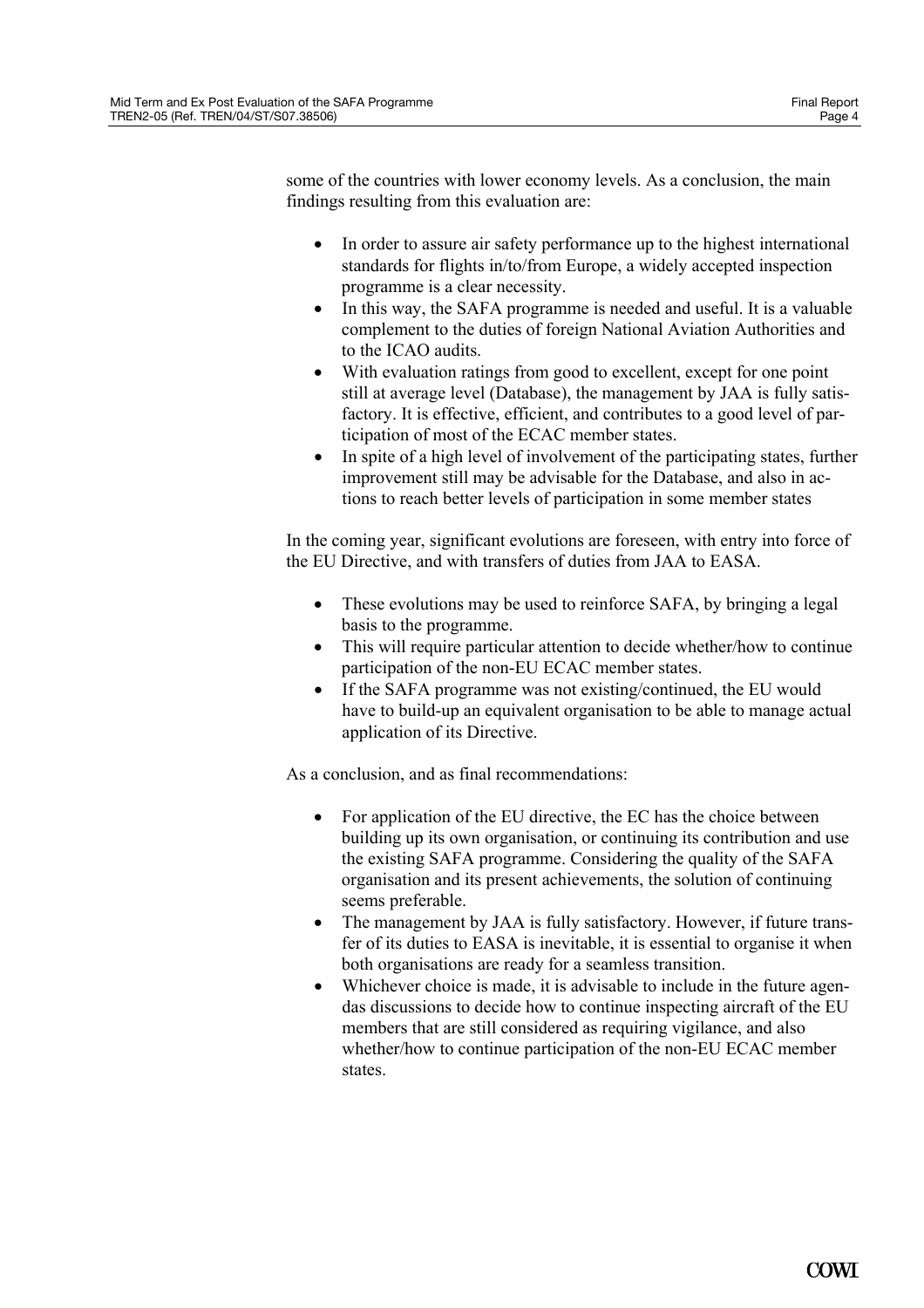some of the countries with lower economy levels. As a conclusion, the main findings resulting from this evaluation are:

- In order to assure air safety performance up to the highest international standards for flights in/to/from Europe, a widely accepted inspection programme is a clear necessity.
- In this way, the SAFA programme is needed and useful. It is a valuable complement to the duties of foreign National Aviation Authorities and to the ICAO audits.
- With evaluation ratings from good to excellent, except for one point still at average level (Database), the management by JAA is fully satisfactory. It is effective, efficient, and contributes to a good level of participation of most of the ECAC member states.
- In spite of a high level of involvement of the participating states, further improvement still may be advisable for the Database, and also in actions to reach better levels of participation in some member states

In the coming year, significant evolutions are foreseen, with entry into force of the EU Directive, and with transfers of duties from JAA to EASA.

- These evolutions may be used to reinforce SAFA, by bringing a legal basis to the programme.
- This will require particular attention to decide whether/how to continue participation of the non-EU ECAC member states.
- If the SAFA programme was not existing/continued, the EU would have to build-up an equivalent organisation to be able to manage actual application of its Directive.

As a conclusion, and as final recommendations:

- For application of the EU directive, the EC has the choice between building up its own organisation, or continuing its contribution and use the existing SAFA programme. Considering the quality of the SAFA organisation and its present achievements, the solution of continuing seems preferable.
- The management by JAA is fully satisfactory. However, if future transfer of its duties to EASA is inevitable, it is essential to organise it when both organisations are ready for a seamless transition.
- Whichever choice is made, it is advisable to include in the future agendas discussions to decide how to continue inspecting aircraft of the EU members that are still considered as requiring vigilance, and also whether/how to continue participation of the non-EU ECAC member states.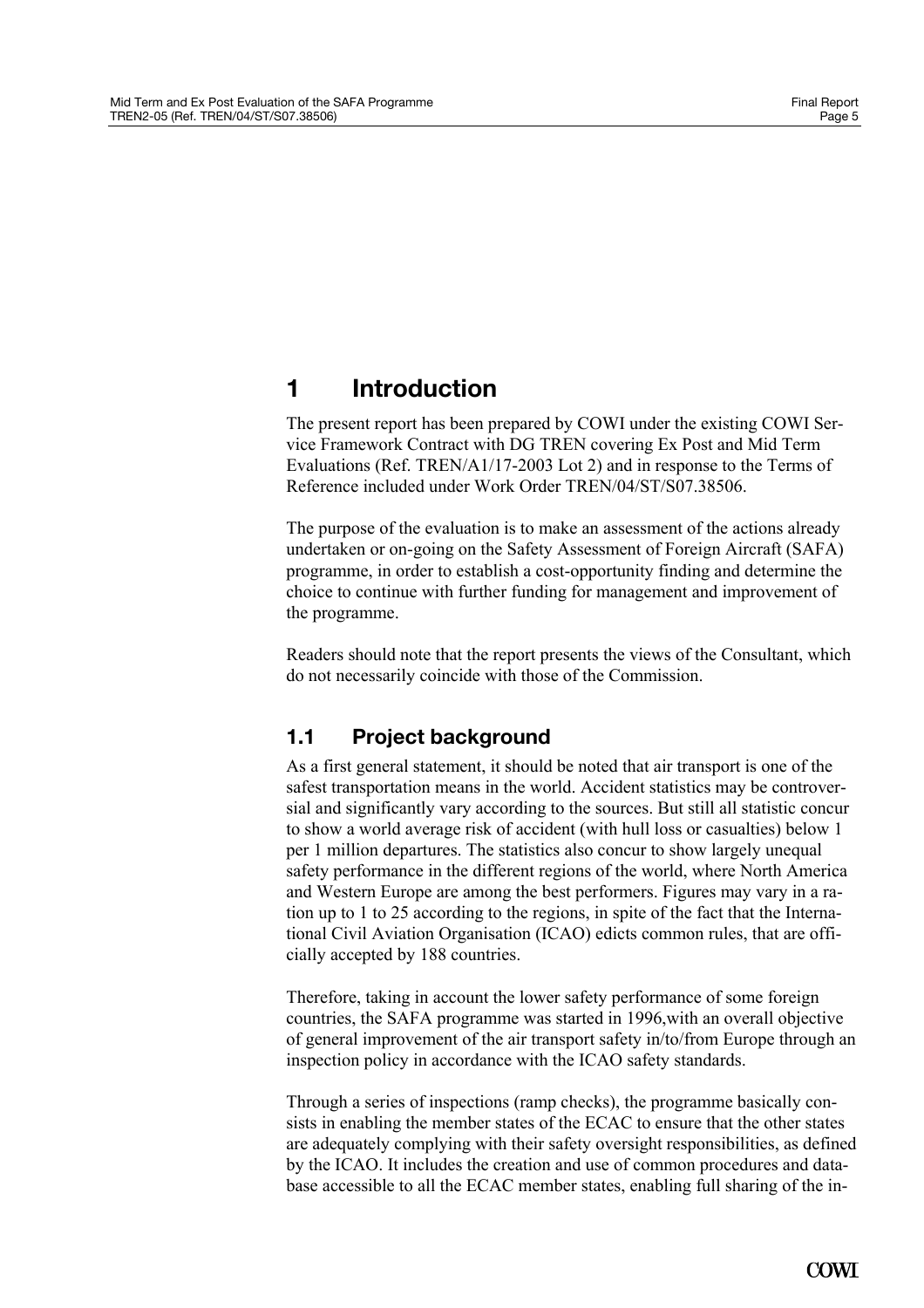# 1 Introduction

The present report has been prepared by COWI under the existing COWI Service Framework Contract with DG TREN covering Ex Post and Mid Term Evaluations (Ref. TREN/A1/17-2003 Lot 2) and in response to the Terms of Reference included under Work Order TREN/04/ST/S07.38506.

The purpose of the evaluation is to make an assessment of the actions already undertaken or on-going on the Safety Assessment of Foreign Aircraft (SAFA) programme, in order to establish a cost-opportunity finding and determine the choice to continue with further funding for management and improvement of the programme.

Readers should note that the report presents the views of the Consultant, which do not necessarily coincide with those of the Commission.

## 1.1 Project background

As a first general statement, it should be noted that air transport is one of the safest transportation means in the world. Accident statistics may be controversial and significantly vary according to the sources. But still all statistic concur to show a world average risk of accident (with hull loss or casualties) below 1 per 1 million departures. The statistics also concur to show largely unequal safety performance in the different regions of the world, where North America and Western Europe are among the best performers. Figures may vary in a ration up to 1 to 25 according to the regions, in spite of the fact that the International Civil Aviation Organisation (ICAO) edicts common rules, that are officially accepted by 188 countries.

Therefore, taking in account the lower safety performance of some foreign countries, the SAFA programme was started in 1996,with an overall objective of general improvement of the air transport safety in/to/from Europe through an inspection policy in accordance with the ICAO safety standards.

Through a series of inspections (ramp checks), the programme basically consists in enabling the member states of the ECAC to ensure that the other states are adequately complying with their safety oversight responsibilities, as defined by the ICAO. It includes the creation and use of common procedures and database accessible to all the ECAC member states, enabling full sharing of the in-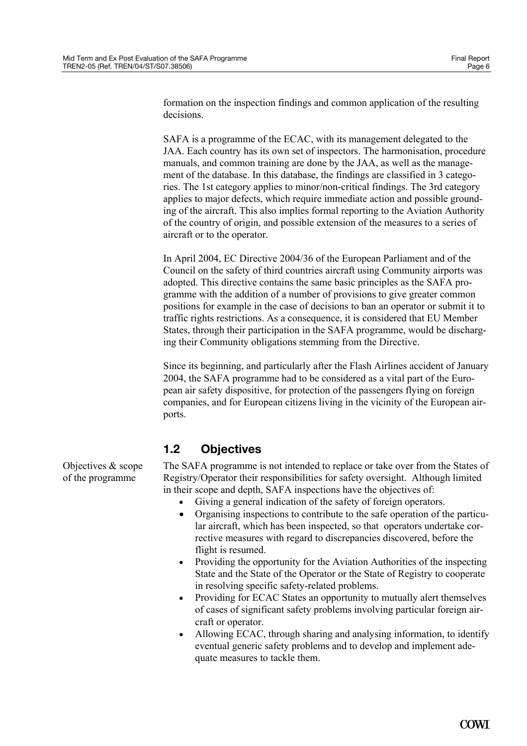formation on the inspection findings and common application of the resulting decisions.

SAFA is a programme of the ECAC, with its management delegated to the JAA. Each country has its own set of inspectors. The harmonisation, procedure manuals, and common training are done by the JAA, as well as the management of the database. In this database, the findings are classified in 3 categories. The 1st category applies to minor/non-critical findings. The 3rd category applies to major defects, which require immediate action and possible grounding of the aircraft. This also implies formal reporting to the Aviation Authority of the country of origin, and possible extension of the measures to a series of aircraft or to the operator.

In April 2004, EC Directive 2004/36 of the European Parliament and of the Council on the safety of third countries aircraft using Community airports was adopted. This directive contains the same basic principles as the SAFA programme with the addition of a number of provisions to give greater common positions for example in the case of decisions to ban an operator or submit it to traffic rights restrictions. As a consequence, it is considered that EU Member States, through their participation in the SAFA programme, would be discharging their Community obligations stemming from the Directive.

Since its beginning, and particularly after the Flash Airlines accident of January 2004, the SAFA programme had to be considered as a vital part of the European air safety dispositive, for protection of the passengers flying on foreign companies, and for European citizens living in the vicinity of the European airports.

## 1.2 Objectives

Objectives & scope of the programme

The SAFA programme is not intended to replace or take over from the States of Registry/Operator their responsibilities for safety oversight. Although limited in their scope and depth, SAFA inspections have the objectives of:

- Giving a general indication of the safety of foreign operators.
- Organising inspections to contribute to the safe operation of the particular aircraft, which has been inspected, so that operators undertake corrective measures with regard to discrepancies discovered, before the flight is resumed.
- Providing the opportunity for the Aviation Authorities of the inspecting State and the State of the Operator or the State of Registry to cooperate in resolving specific safety-related problems.
- Providing for ECAC States an opportunity to mutually alert themselves of cases of significant safety problems involving particular foreign aircraft or operator.
- Allowing ECAC, through sharing and analysing information, to identify eventual generic safety problems and to develop and implement adequate measures to tackle them.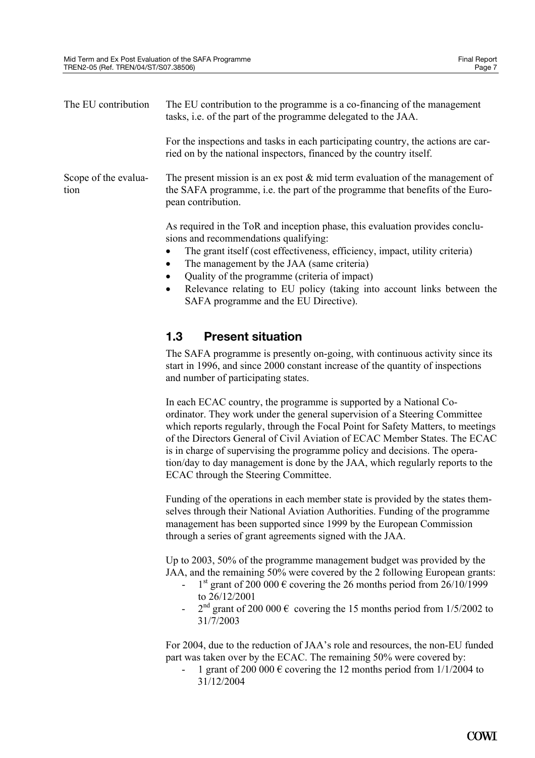**The EU contribution**

The EU contribution to the programme is a co-financing of the management tasks, i.e. of the part of the programme delegated to the JAA.

For the inspections and tasks in each participating country, the actions are carried on by the national inspectors, financed by the country itself.

**Scope of the evaluation**

The present mission is an ex post & mid term evaluation of the management of the SAFA programme, i.e. the part of the programme that benefits of the European contribution.

As required in the ToR and inception phase, this evaluation provides conclusions and recommendations qualifying:

- The grant itself (cost effectiveness, efficiency, impact, utility criteria)
- The management by the JAA (same criteria)
- Quality of the programme (criteria of impact)
- Relevance relating to EU policy (taking into account links between the SAFA programme and the EU Directive).

## 1.3 Present situation

The SAFA programme is presently on-going, with continuous activity since its start in 1996, and since 2000 constant increase of the quantity of inspections and number of participating states.

In each ECAC country, the programme is supported by a National Co-ordinator. They work under the general supervision of a Steering Committee which reports regularly, through the Focal Point for Safety Matters, to meetings of the Directors General of Civil Aviation of ECAC Member States. The ECAC is in charge of supervising the programme policy and decisions. The operation/day to day management is done by the JAA, which regularly reports to the ECAC through the Steering Committee.

Funding of the operations in each member state is provided by the states themselves through their National Aviation Authorities. Funding of the programme management has been supported since 1999 by the European Commission through a series of grant agreements signed with the JAA.

Up to 2003, 50% of the programme management budget was provided by the JAA, and the remaining 50% were covered by the 2 following European grants:

- 1st grant of 200 000 € covering the 26 months period from 26/10/1999 to 26/12/2001
- 2nd grant of 200 000 € covering the 15 months period from 1/5/2002 to 31/7/2003

For 2004, due to the reduction of JAA's role and resources, the non-EU funded part was taken over by the ECAC. The remaining 50% were covered by:

- 1 grant of 200 000 € covering the 12 months period from 1/1/2004 to 31/12/2004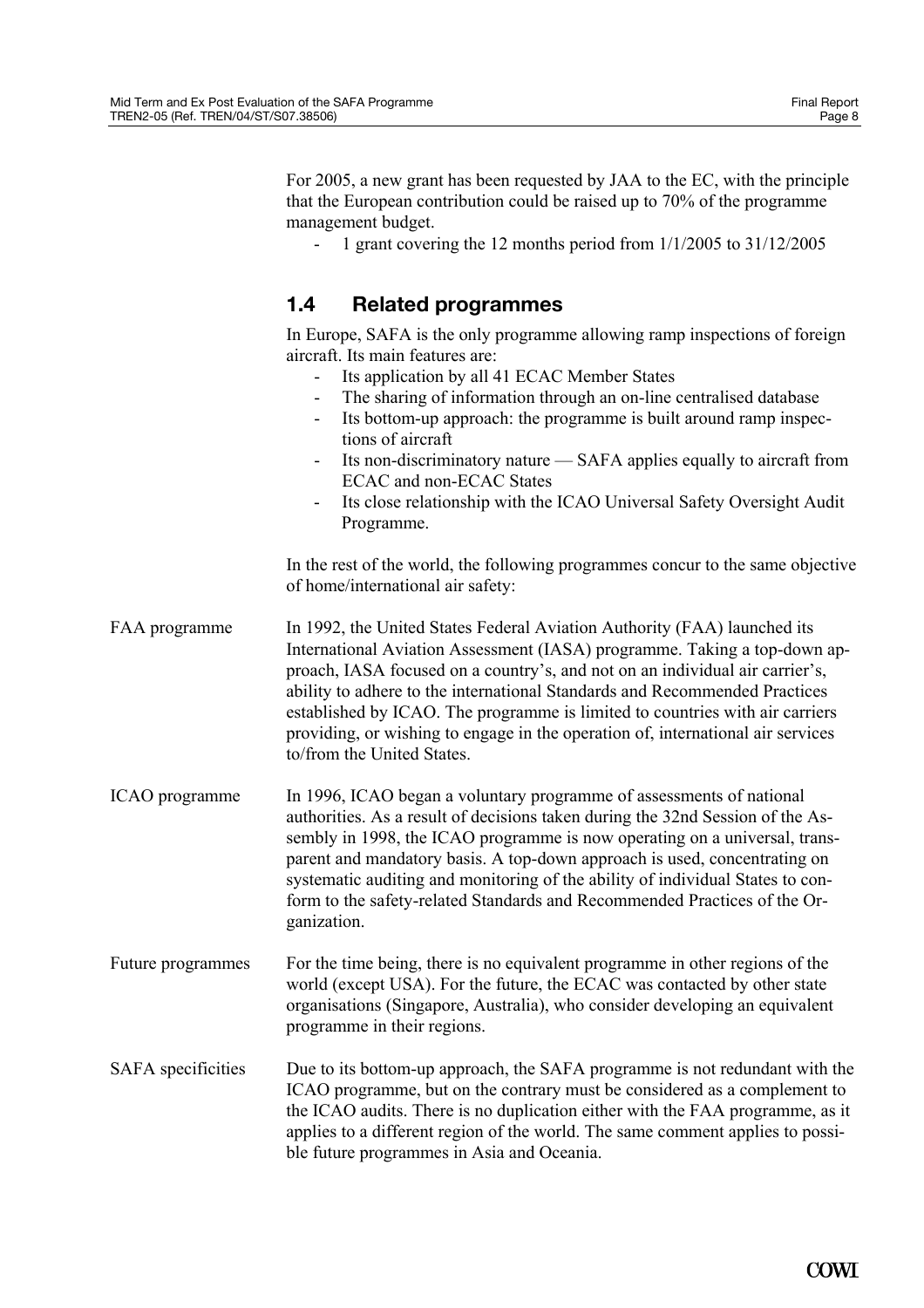For 2005, a new grant has been requested by JAA to the EC, with the principle that the European contribution could be raised up to 70% of the programme management budget.

- 1 grant covering the 12 months period from 1/1/2005 to 31/12/2005

## 1.4 Related programmes

In Europe, SAFA is the only programme allowing ramp inspections of foreign aircraft. Its main features are:

- Its application by all 41 ECAC Member States
- The sharing of information through an on-line centralised database
- Its bottom-up approach: the programme is built around ramp inspections of aircraft
- Its non-discriminatory nature — SAFA applies equally to aircraft from ECAC and non-ECAC States
- Its close relationship with the ICAO Universal Safety Oversight Audit Programme.

In the rest of the world, the following programmes concur to the same objective of home/international air safety:

**FAA programme**

In 1992, the United States Federal Aviation Authority (FAA) launched its International Aviation Assessment (IASA) programme. Taking a top-down approach, IASA focused on a country's, and not on an individual air carrier's, ability to adhere to the international Standards and Recommended Practices established by ICAO. The programme is limited to countries with air carriers providing, or wishing to engage in the operation of, international air services to/from the United States.

**ICAO programme**

In 1996, ICAO began a voluntary programme of assessments of national authorities. As a result of decisions taken during the 32nd Session of the Assembly in 1998, the ICAO programme is now operating on a universal, transparent and mandatory basis. A top-down approach is used, concentrating on systematic auditing and monitoring of the ability of individual States to conform to the safety-related Standards and Recommended Practices of the Organization.

**Future programmes**

For the time being, there is no equivalent programme in other regions of the world (except USA). For the future, the ECAC was contacted by other state organisations (Singapore, Australia), who consider developing an equivalent programme in their regions.

**SAFA specificities**

Due to its bottom-up approach, the SAFA programme is not redundant with the ICAO programme, but on the contrary must be considered as a complement to the ICAO audits. There is no duplication either with the FAA programme, as it applies to a different region of the world. The same comment applies to possible future programmes in Asia and Oceania.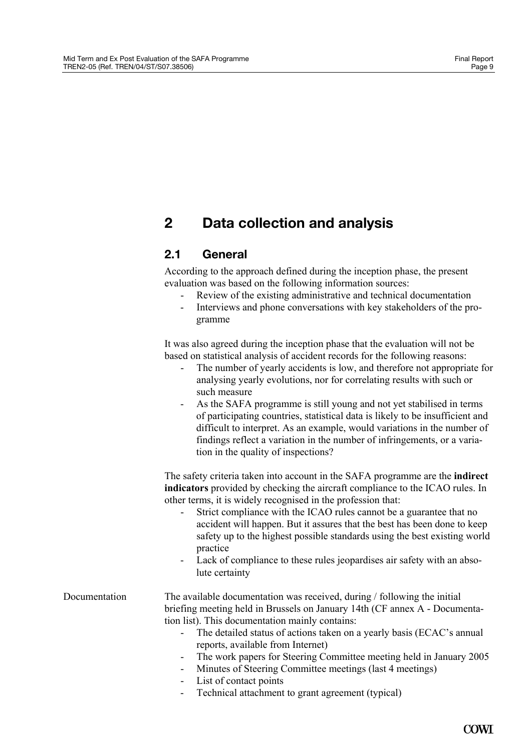# 2 Data collection and analysis

## 2.1 General

According to the approach defined during the inception phase, the present evaluation was based on the following information sources:

- Review of the existing administrative and technical documentation
- Interviews and phone conversations with key stakeholders of the programme

It was also agreed during the inception phase that the evaluation will not be based on statistical analysis of accident records for the following reasons:

- The number of yearly accidents is low, and therefore not appropriate for analysing yearly evolutions, nor for correlating results with such or such measure
- As the SAFA programme is still young and not yet stabilised in terms of participating countries, statistical data is likely to be insufficient and difficult to interpret. As an example, would variations in the number of findings reflect a variation in the number of infringements, or a variation in the quality of inspections?

The safety criteria taken into account in the SAFA programme are the **indirect indicators** provided by checking the aircraft compliance to the ICAO rules. In other terms, it is widely recognised in the profession that:

- Strict compliance with the ICAO rules cannot be a guarantee that no accident will happen. But it assures that the best has been done to keep safety up to the highest possible standards using the best existing world practice
- Lack of compliance to these rules jeopardises air safety with an absolute certainty

Documentation

The available documentation was received, during / following the initial briefing meeting held in Brussels on January 14th (CF annex A - Documentation list). This documentation mainly contains:

- The detailed status of actions taken on a yearly basis (ECAC's annual reports, available from Internet)
- The work papers for Steering Committee meeting held in January 2005
- Minutes of Steering Committee meetings (last 4 meetings)
- List of contact points
- Technical attachment to grant agreement (typical)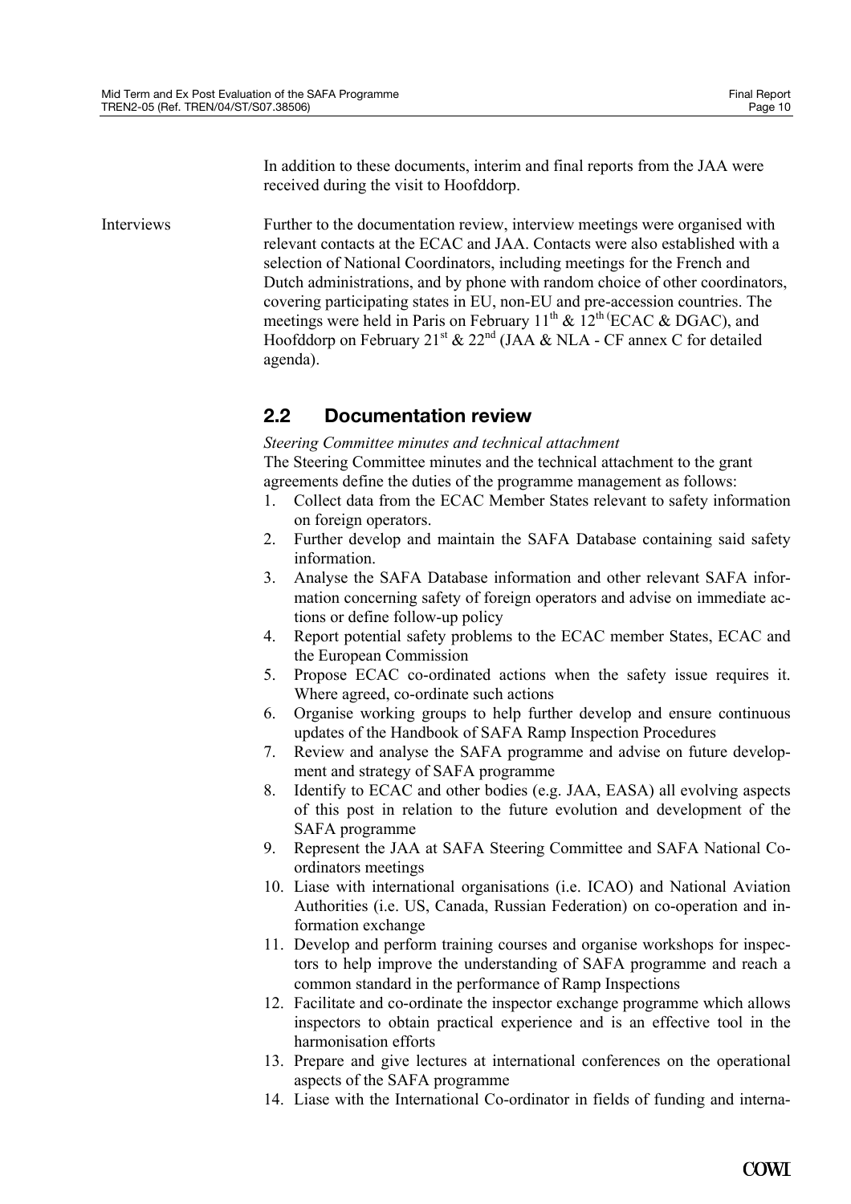In addition to these documents, interim and final reports from the JAA were received during the visit to Hoofddorp.

Interviews

Further to the documentation review, interview meetings were organised with relevant contacts at the ECAC and JAA. Contacts were also established with a selection of National Coordinators, including meetings for the French and Dutch administrations, and by phone with random choice of other coordinators, covering participating states in EU, non-EU and pre-accession countries. The meetings were held in Paris on February 11th & 12th (ECAC & DGAC), and Hoofddorp on February 21st & 22nd (JAA & NLA - CF annex C for detailed agenda).

## 2.2 Documentation review

*Steering Committee minutes and technical attachment*

The Steering Committee minutes and the technical attachment to the grant agreements define the duties of the programme management as follows:

1. Collect data from the ECAC Member States relevant to safety information on foreign operators.
2. Further develop and maintain the SAFA Database containing said safety information.
3. Analyse the SAFA Database information and other relevant SAFA information concerning safety of foreign operators and advise on immediate actions or define follow-up policy
4. Report potential safety problems to the ECAC member States, ECAC and the European Commission
5. Propose ECAC co-ordinated actions when the safety issue requires it. Where agreed, co-ordinate such actions
6. Organise working groups to help further develop and ensure continuous updates of the Handbook of SAFA Ramp Inspection Procedures
7. Review and analyse the SAFA programme and advise on future development and strategy of SAFA programme
8. Identify to ECAC and other bodies (e.g. JAA, EASA) all evolving aspects of this post in relation to the future evolution and development of the SAFA programme
9. Represent the JAA at SAFA Steering Committee and SAFA National Coordinators meetings
10. Liase with international organisations (i.e. ICAO) and National Aviation Authorities (i.e. US, Canada, Russian Federation) on co-operation and information exchange
11. Develop and perform training courses and organise workshops for inspectors to help improve the understanding of SAFA programme and reach a common standard in the performance of Ramp Inspections
12. Facilitate and co-ordinate the inspector exchange programme which allows inspectors to obtain practical experience and is an effective tool in the harmonisation efforts
13. Prepare and give lectures at international conferences on the operational aspects of the SAFA programme
14. Liase with the International Co-ordinator in fields of funding and interna-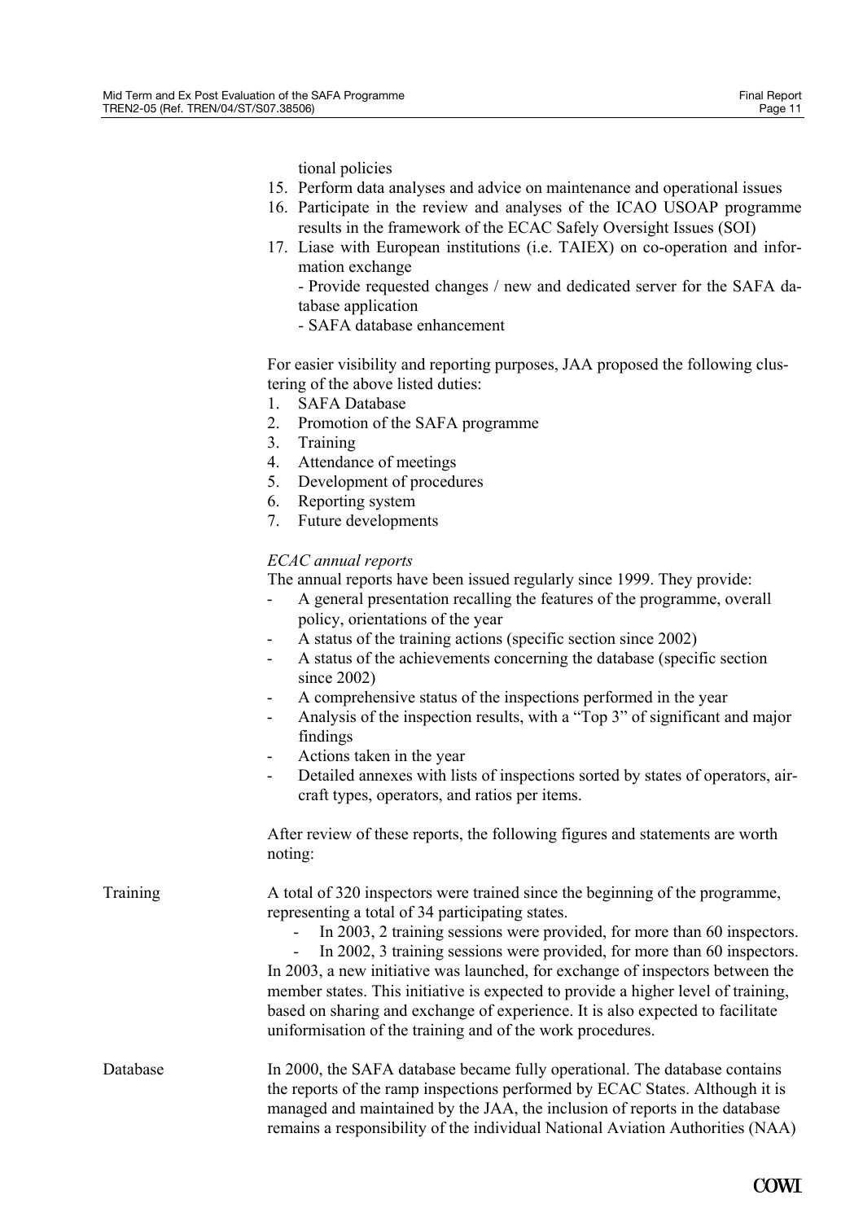tional policies

15. Perform data analyses and advice on maintenance and operational issues
16. Participate in the review and analyses of the ICAO USOAP programme results in the framework of the ECAC Safely Oversight Issues (SOI)
17. Liase with European institutions (i.e. TAIEX) on co-operation and information exchange
    - Provide requested changes / new and dedicated server for the SAFA database application
    - SAFA database enhancement

For easier visibility and reporting purposes, JAA proposed the following clustering of the above listed duties:

1. SAFA Database
2. Promotion of the SAFA programme
3. Training
4. Attendance of meetings
5. Development of procedures
6. Reporting system
7. Future developments

*ECAC annual reports*

The annual reports have been issued regularly since 1999. They provide:

- A general presentation recalling the features of the programme, overall policy, orientations of the year
- A status of the training actions (specific section since 2002)
- A status of the achievements concerning the database (specific section since 2002)
- A comprehensive status of the inspections performed in the year
- Analysis of the inspection results, with a "Top 3" of significant and major findings
- Actions taken in the year
- Detailed annexes with lists of inspections sorted by states of operators, aircraft types, operators, and ratios per items.

After review of these reports, the following figures and statements are worth noting:

**Training**

A total of 320 inspectors were trained since the beginning of the programme, representing a total of 34 participating states.

- In 2003, 2 training sessions were provided, for more than 60 inspectors.
- In 2002, 3 training sessions were provided, for more than 60 inspectors.

In 2003, a new initiative was launched, for exchange of inspectors between the member states. This initiative is expected to provide a higher level of training, based on sharing and exchange of experience. It is also expected to facilitate uniformisation of the training and of the work procedures.

**Database**

In 2000, the SAFA database became fully operational. The database contains the reports of the ramp inspections performed by ECAC States. Although it is managed and maintained by the JAA, the inclusion of reports in the database remains a responsibility of the individual National Aviation Authorities (NAA)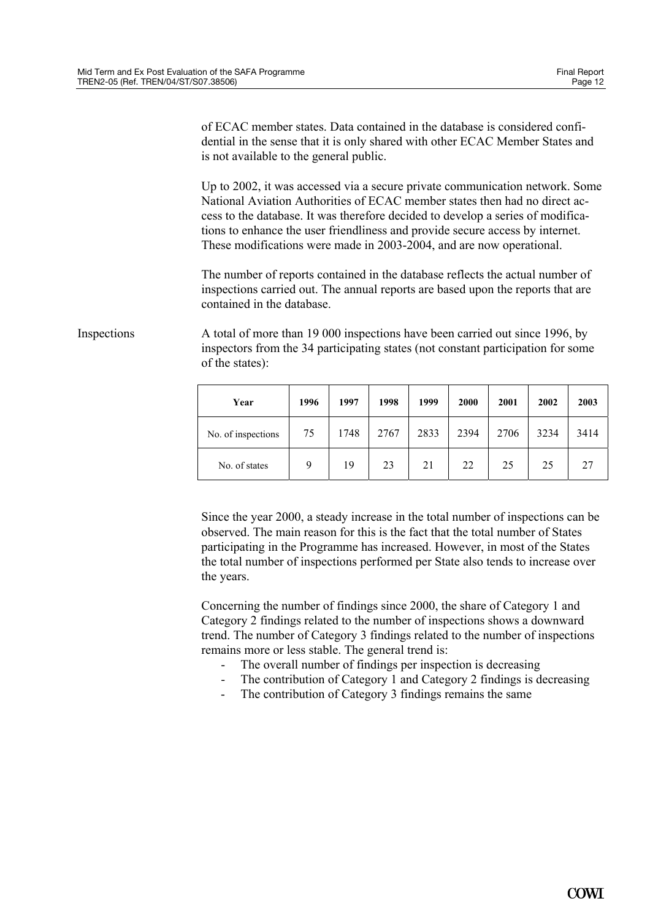of ECAC member states. Data contained in the database is considered confidential in the sense that it is only shared with other ECAC Member States and is not available to the general public.

Up to 2002, it was accessed via a secure private communication network. Some National Aviation Authorities of ECAC member states then had no direct access to the database. It was therefore decided to develop a series of modifications to enhance the user friendliness and provide secure access by internet. These modifications were made in 2003-2004, and are now operational.

The number of reports contained in the database reflects the actual number of inspections carried out. The annual reports are based upon the reports that are contained in the database.

Inspections

A total of more than 19 000 inspections have been carried out since 1996, by inspectors from the 34 participating states (not constant participation for some of the states):

| Year | 1996 | 1997 | 1998 | 1999 | 2000 | 2001 | 2002 | 2003 |
|---|---|---|---|---|---|---|---|---|
| No. of inspections | 75 | 1748 | 2767 | 2833 | 2394 | 2706 | 3234 | 3414 |
| No. of states | 9 | 19 | 23 | 21 | 22 | 25 | 25 | 27 |

Since the year 2000, a steady increase in the total number of inspections can be observed. The main reason for this is the fact that the total number of States participating in the Programme has increased. However, in most of the States the total number of inspections performed per State also tends to increase over the years.

Concerning the number of findings since 2000, the share of Category 1 and Category 2 findings related to the number of inspections shows a downward trend. The number of Category 3 findings related to the number of inspections remains more or less stable. The general trend is:

- The overall number of findings per inspection is decreasing
- The contribution of Category 1 and Category 2 findings is decreasing
- The contribution of Category 3 findings remains the same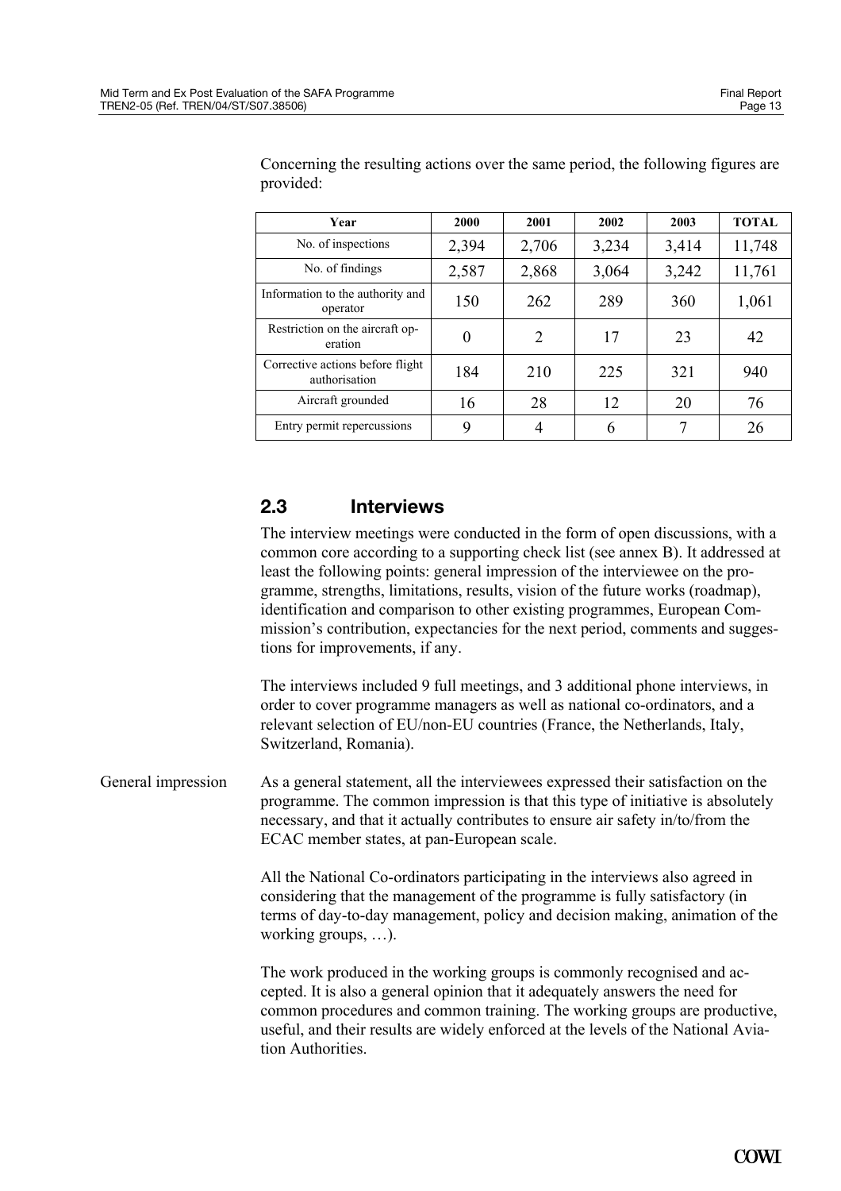Concerning the resulting actions over the same period, the following figures are provided:

| Year | 2000 | 2001 | 2002 | 2003 | TOTAL |
|---|---|---|---|---|---|
| No. of inspections | 2,394 | 2,706 | 3,234 | 3,414 | 11,748 |
| No. of findings | 2,587 | 2,868 | 3,064 | 3,242 | 11,761 |
| Information to the authority and operator | 150 | 262 | 289 | 360 | 1,061 |
| Restriction on the aircraft operation | 0 | 2 | 17 | 23 | 42 |
| Corrective actions before flight authorisation | 184 | 210 | 225 | 321 | 940 |
| Aircraft grounded | 16 | 28 | 12 | 20 | 76 |
| Entry permit repercussions | 9 | 4 | 6 | 7 | 26 |

## 2.3 Interviews

The interview meetings were conducted in the form of open discussions, with a common core according to a supporting check list (see annex B). It addressed at least the following points: general impression of the interviewee on the programme, strengths, limitations, results, vision of the future works (roadmap), identification and comparison to other existing programmes, European Commission's contribution, expectancies for the next period, comments and suggestions for improvements, if any.

The interviews included 9 full meetings, and 3 additional phone interviews, in order to cover programme managers as well as national co-ordinators, and a relevant selection of EU/non-EU countries (France, the Netherlands, Italy, Switzerland, Romania).

**General impression**

As a general statement, all the interviewees expressed their satisfaction on the programme. The common impression is that this type of initiative is absolutely necessary, and that it actually contributes to ensure air safety in/to/from the ECAC member states, at pan-European scale.

All the National Co-ordinators participating in the interviews also agreed in considering that the management of the programme is fully satisfactory (in terms of day-to-day management, policy and decision making, animation of the working groups, …).

The work produced in the working groups is commonly recognised and accepted. It is also a general opinion that it adequately answers the need for common procedures and common training. The working groups are productive, useful, and their results are widely enforced at the levels of the National Aviation Authorities.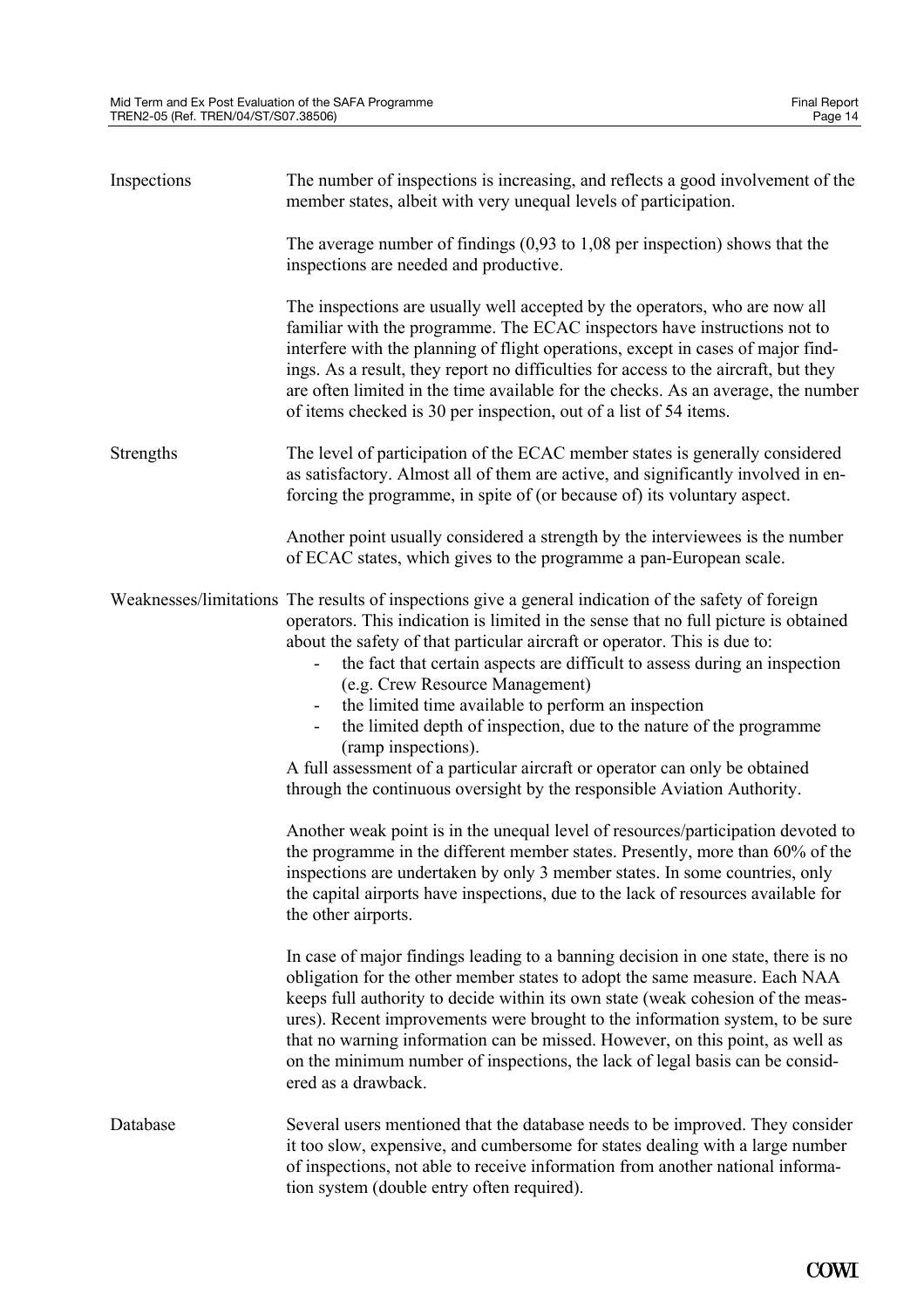**Inspections**

The number of inspections is increasing, and reflects a good involvement of the member states, albeit with very unequal levels of participation.

The average number of findings (0,93 to 1,08 per inspection) shows that the inspections are needed and productive.

The inspections are usually well accepted by the operators, who are now all familiar with the programme. The ECAC inspectors have instructions not to interfere with the planning of flight operations, except in cases of major findings. As a result, they report no difficulties for access to the aircraft, but they are often limited in the time available for the checks. As an average, the number of items checked is 30 per inspection, out of a list of 54 items.

**Strengths**

The level of participation of the ECAC member states is generally considered as satisfactory. Almost all of them are active, and significantly involved in enforcing the programme, in spite of (or because of) its voluntary aspect.

Another point usually considered a strength by the interviewees is the number of ECAC states, which gives to the programme a pan-European scale.

**Weaknesses/limitations**

The results of inspections give a general indication of the safety of foreign operators. This indication is limited in the sense that no full picture is obtained about the safety of that particular aircraft or operator. This is due to:

- the fact that certain aspects are difficult to assess during an inspection (e.g. Crew Resource Management)
- the limited time available to perform an inspection
- the limited depth of inspection, due to the nature of the programme (ramp inspections).

A full assessment of a particular aircraft or operator can only be obtained through the continuous oversight by the responsible Aviation Authority.

Another weak point is in the unequal level of resources/participation devoted to the programme in the different member states. Presently, more than 60% of the inspections are undertaken by only 3 member states. In some countries, only the capital airports have inspections, due to the lack of resources available for the other airports.

In case of major findings leading to a banning decision in one state, there is no obligation for the other member states to adopt the same measure. Each NAA keeps full authority to decide within its own state (weak cohesion of the measures). Recent improvements were brought to the information system, to be sure that no warning information can be missed. However, on this point, as well as on the minimum number of inspections, the lack of legal basis can be considered as a drawback.

**Database**

Several users mentioned that the database needs to be improved. They consider it too slow, expensive, and cumbersome for states dealing with a large number of inspections, not able to receive information from another national information system (double entry often required).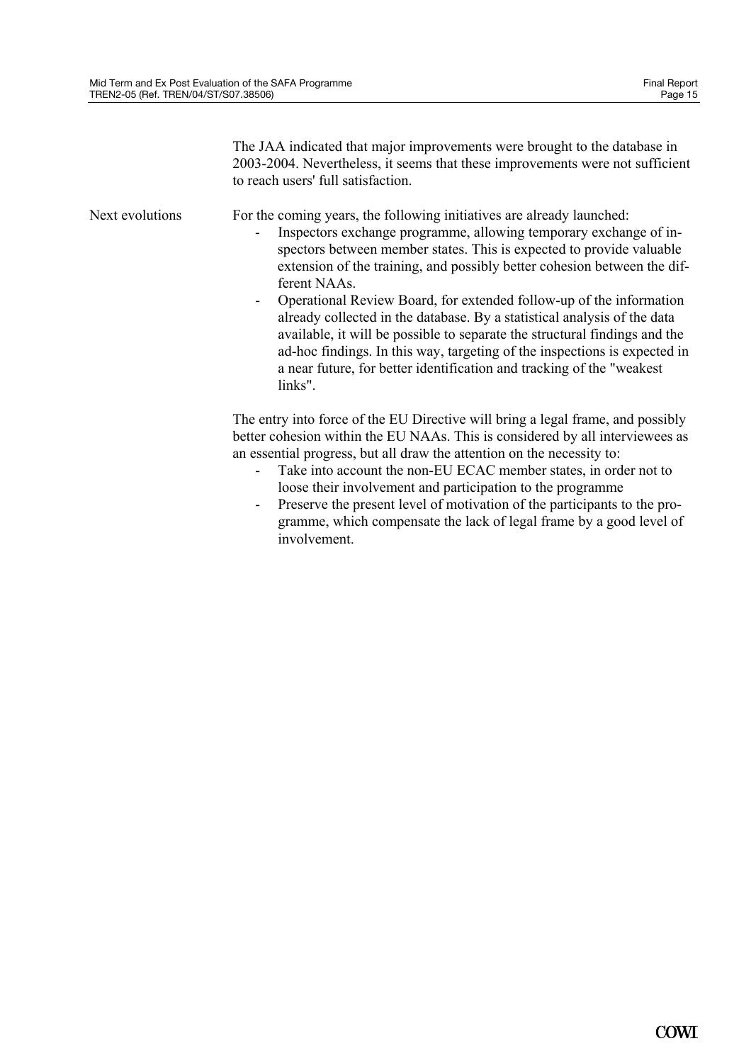The JAA indicated that major improvements were brought to the database in 2003-2004. Nevertheless, it seems that these improvements were not sufficient to reach users' full satisfaction.

**Next evolutions**

For the coming years, the following initiatives are already launched:

- Inspectors exchange programme, allowing temporary exchange of inspectors between member states. This is expected to provide valuable extension of the training, and possibly better cohesion between the different NAAs.
- Operational Review Board, for extended follow-up of the information already collected in the database. By a statistical analysis of the data available, it will be possible to separate the structural findings and the ad-hoc findings. In this way, targeting of the inspections is expected in a near future, for better identification and tracking of the "weakest links".

The entry into force of the EU Directive will bring a legal frame, and possibly better cohesion within the EU NAAs. This is considered by all interviewees as an essential progress, but all draw the attention on the necessity to:

- Take into account the non-EU ECAC member states, in order not to loose their involvement and participation to the programme
- Preserve the present level of motivation of the participants to the programme, which compensate the lack of legal frame by a good level of involvement.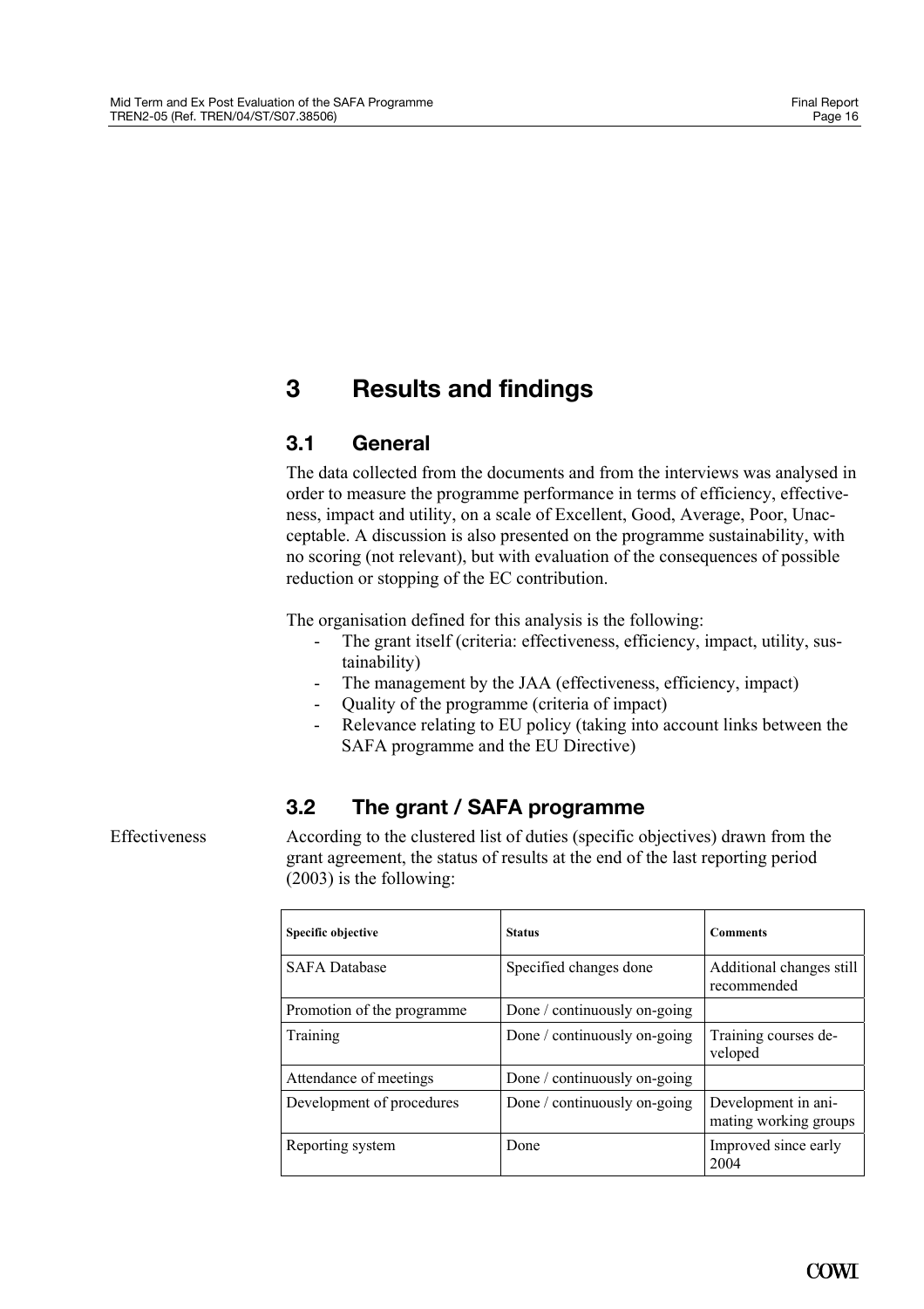# 3 Results and findings

## 3.1 General

The data collected from the documents and from the interviews was analysed in order to measure the programme performance in terms of efficiency, effectiveness, impact and utility, on a scale of Excellent, Good, Average, Poor, Unacceptable. A discussion is also presented on the programme sustainability, with no scoring (not relevant), but with evaluation of the consequences of possible reduction or stopping of the EC contribution.

The organisation defined for this analysis is the following:

- The grant itself (criteria: effectiveness, efficiency, impact, utility, sustainability)
- The management by the JAA (effectiveness, efficiency, impact)
- Quality of the programme (criteria of impact)
- Relevance relating to EU policy (taking into account links between the SAFA programme and the EU Directive)

## 3.2 The grant / SAFA programme

Effectiveness

According to the clustered list of duties (specific objectives) drawn from the grant agreement, the status of results at the end of the last reporting period (2003) is the following:

| Specific objective | Status | Comments |
|---|---|---|
| SAFA Database | Specified changes done | Additional changes still recommended |
| Promotion of the programme | Done / continuously on-going | |
| Training | Done / continuously on-going | Training courses developed |
| Attendance of meetings | Done / continuously on-going | |
| Development of procedures | Done / continuously on-going | Development in animating working groups |
| Reporting system | Done | Improved since early 2004 |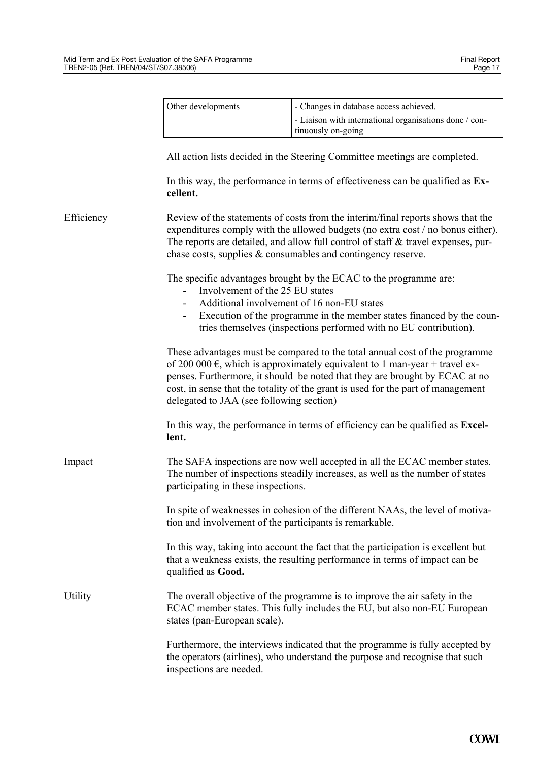| Other developments | - Changes in database access achieved.<br>- Liaison with international organisations done / continuously on-going |
|---|---|

All action lists decided in the Steering Committee meetings are completed.

In this way, the performance in terms of effectiveness can be qualified as **Excellent.**

Efficiency

Review of the statements of costs from the interim/final reports shows that the expenditures comply with the allowed budgets (no extra cost / no bonus either). The reports are detailed, and allow full control of staff & travel expenses, purchase costs, supplies & consumables and contingency reserve.

The specific advantages brought by the ECAC to the programme are:

- Involvement of the 25 EU states
- Additional involvement of 16 non-EU states
- Execution of the programme in the member states financed by the countries themselves (inspections performed with no EU contribution).

These advantages must be compared to the total annual cost of the programme of 200 000 €, which is approximately equivalent to 1 man-year + travel expenses. Furthermore, it should be noted that they are brought by ECAC at no cost, in sense that the totality of the grant is used for the part of management delegated to JAA (see following section)

In this way, the performance in terms of efficiency can be qualified as **Excellent.**

Impact

The SAFA inspections are now well accepted in all the ECAC member states. The number of inspections steadily increases, as well as the number of states participating in these inspections.

In spite of weaknesses in cohesion of the different NAAs, the level of motivation and involvement of the participants is remarkable.

In this way, taking into account the fact that the participation is excellent but that a weakness exists, the resulting performance in terms of impact can be qualified as **Good.**

Utility

The overall objective of the programme is to improve the air safety in the ECAC member states. This fully includes the EU, but also non-EU European states (pan-European scale).

Furthermore, the interviews indicated that the programme is fully accepted by the operators (airlines), who understand the purpose and recognise that such inspections are needed.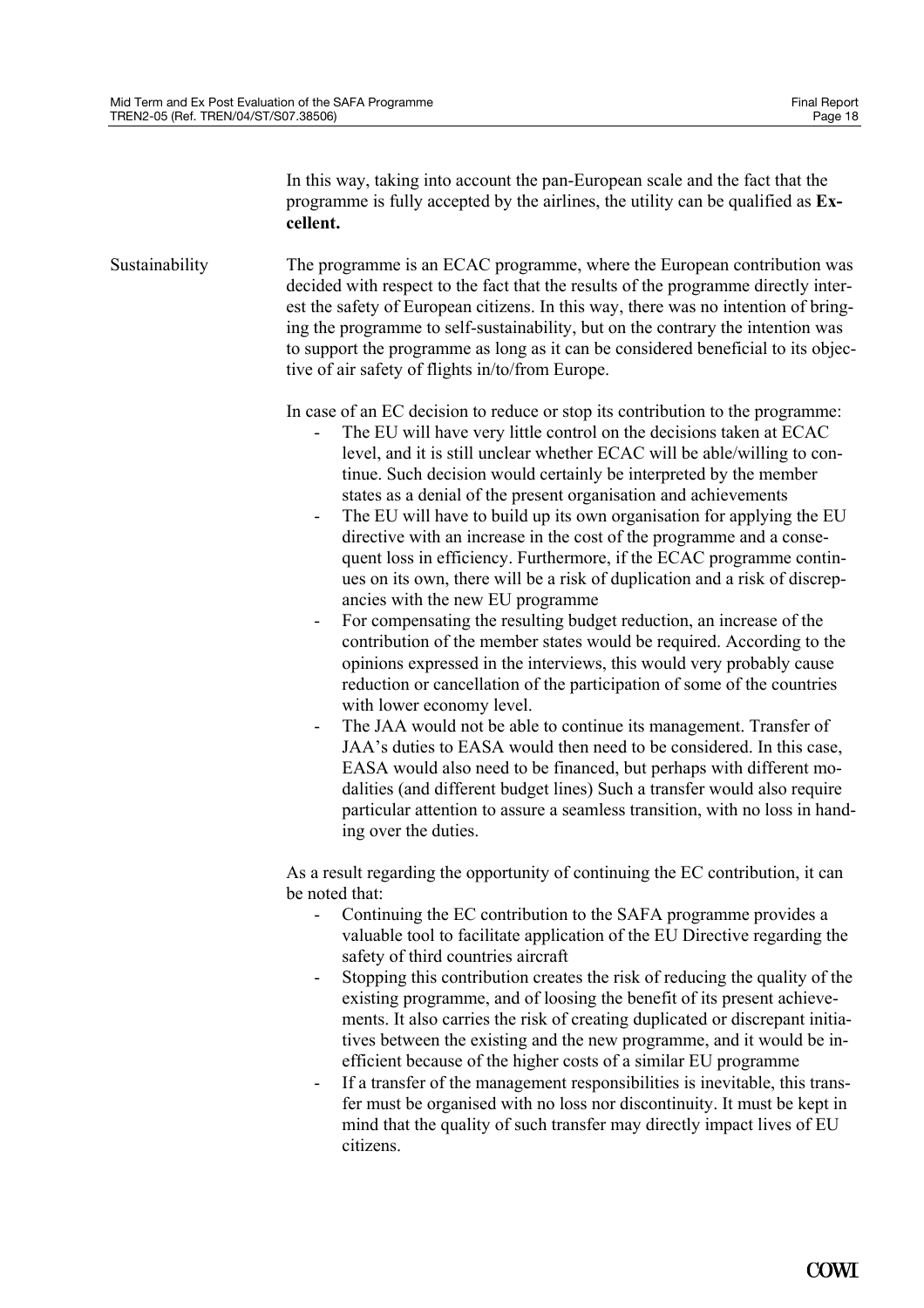In this way, taking into account the pan-European scale and the fact that the programme is fully accepted by the airlines, the utility can be qualified as **Excellent.**

Sustainability

The programme is an ECAC programme, where the European contribution was decided with respect to the fact that the results of the programme directly interest the safety of European citizens. In this way, there was no intention of bringing the programme to self-sustainability, but on the contrary the intention was to support the programme as long as it can be considered beneficial to its objective of air safety of flights in/to/from Europe.

In case of an EC decision to reduce or stop its contribution to the programme:

- The EU will have very little control on the decisions taken at ECAC level, and it is still unclear whether ECAC will be able/willing to continue. Such decision would certainly be interpreted by the member states as a denial of the present organisation and achievements
- The EU will have to build up its own organisation for applying the EU directive with an increase in the cost of the programme and a consequent loss in efficiency. Furthermore, if the ECAC programme continues on its own, there will be a risk of duplication and a risk of discrepancies with the new EU programme
- For compensating the resulting budget reduction, an increase of the contribution of the member states would be required. According to the opinions expressed in the interviews, this would very probably cause reduction or cancellation of the participation of some of the countries with lower economy level.
- The JAA would not be able to continue its management. Transfer of JAA's duties to EASA would then need to be considered. In this case, EASA would also need to be financed, but perhaps with different modalities (and different budget lines) Such a transfer would also require particular attention to assure a seamless transition, with no loss in handing over the duties.

As a result regarding the opportunity of continuing the EC contribution, it can be noted that:

- Continuing the EC contribution to the SAFA programme provides a valuable tool to facilitate application of the EU Directive regarding the safety of third countries aircraft
- Stopping this contribution creates the risk of reducing the quality of the existing programme, and of loosing the benefit of its present achievements. It also carries the risk of creating duplicated or discrepant initiatives between the existing and the new programme, and it would be inefficient because of the higher costs of a similar EU programme
- If a transfer of the management responsibilities is inevitable, this transfer must be organised with no loss nor discontinuity. It must be kept in mind that the quality of such transfer may directly impact lives of EU citizens.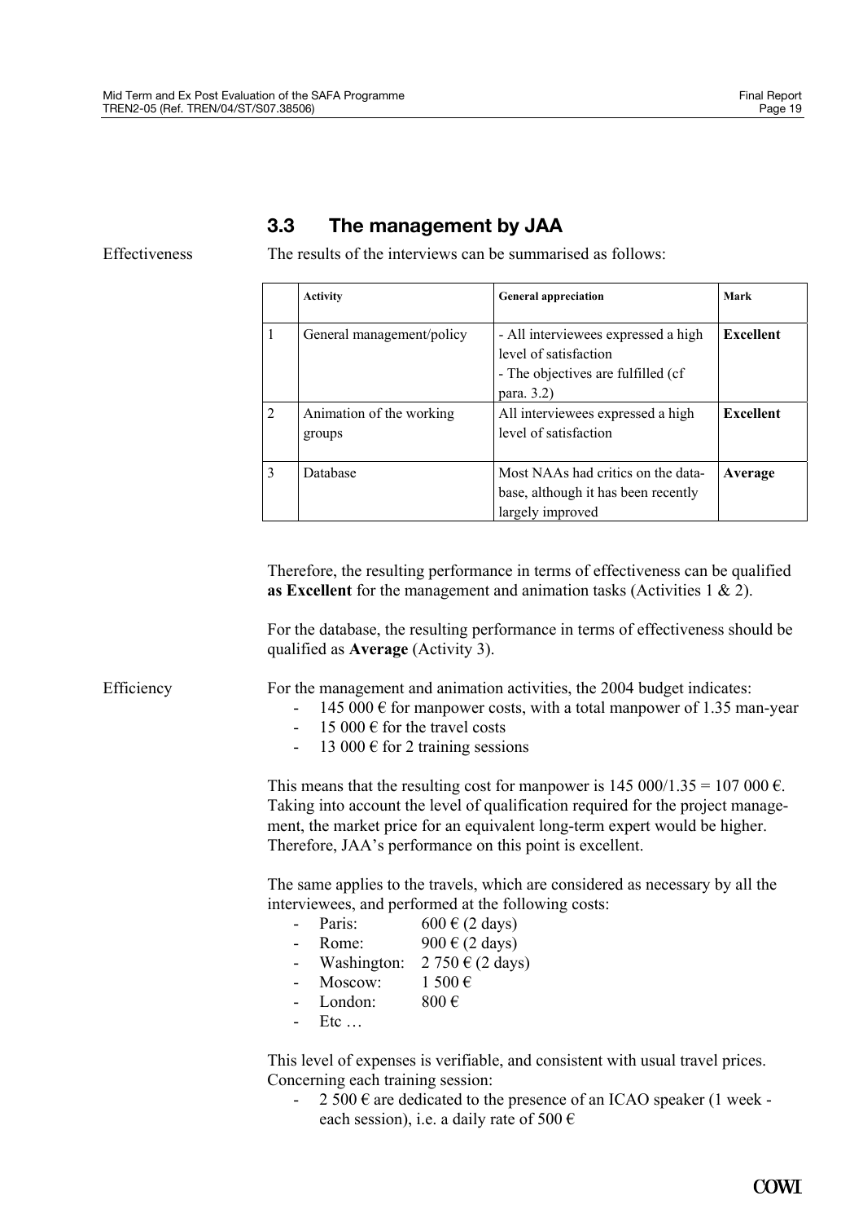## 3.3 The management by JAA

Effectiveness

The results of the interviews can be summarised as follows:

| | Activity | General appreciation | Mark |
|---|---|---|---|
| 1 | General management/policy | - All interviewees expressed a high level of satisfaction<br>- The objectives are fulfilled (cf para. 3.2) | **Excellent** |
| 2 | Animation of the working groups | All interviewees expressed a high level of satisfaction | **Excellent** |
| 3 | Database | Most NAAs had critics on the database, although it has been recently largely improved | **Average** |

Therefore, the resulting performance in terms of effectiveness can be qualified **as Excellent** for the management and animation tasks (Activities 1 & 2).

For the database, the resulting performance in terms of effectiveness should be qualified as **Average** (Activity 3).

Efficiency

For the management and animation activities, the 2004 budget indicates:

- 145 000 € for manpower costs, with a total manpower of 1.35 man-year
- 15 000 € for the travel costs
- 13 000 € for 2 training sessions

This means that the resulting cost for manpower is 145 000/1.35 = 107 000 €. Taking into account the level of qualification required for the project management, the market price for an equivalent long-term expert would be higher. Therefore, JAA's performance on this point is excellent.

The same applies to the travels, which are considered as necessary by all the interviewees, and performed at the following costs:

- Paris: 600 € (2 days)
- Rome: 900 € (2 days)
- Washington: 2 750 € (2 days)
- Moscow: 1 500 €
- London: 800 €
- Etc …

This level of expenses is verifiable, and consistent with usual travel prices. Concerning each training session:

- 2 500 € are dedicated to the presence of an ICAO speaker (1 week - each session), i.e. a daily rate of 500 €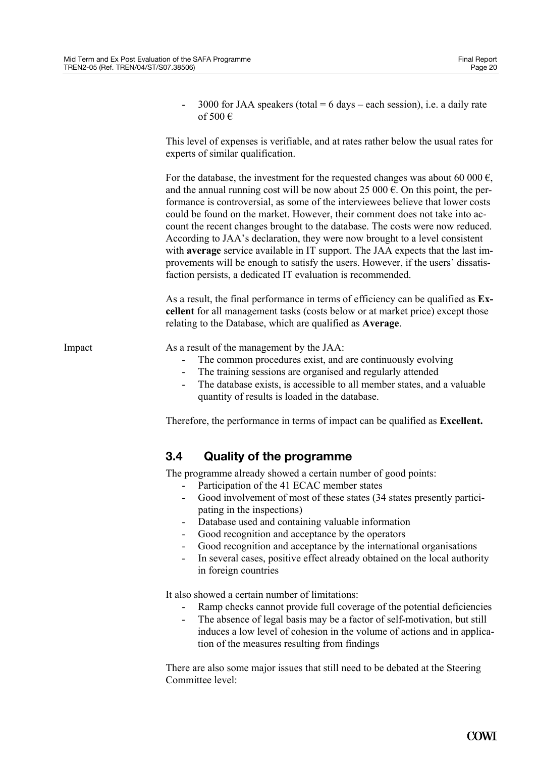- 3000 for JAA speakers (total = 6 days – each session), i.e. a daily rate of 500 €

This level of expenses is verifiable, and at rates rather below the usual rates for experts of similar qualification.

For the database, the investment for the requested changes was about 60 000 €, and the annual running cost will be now about 25 000 €. On this point, the performance is controversial, as some of the interviewees believe that lower costs could be found on the market. However, their comment does not take into account the recent changes brought to the database. The costs were now reduced. According to JAA's declaration, they were now brought to a level consistent with **average** service available in IT support. The JAA expects that the last improvements will be enough to satisfy the users. However, if the users' dissatisfaction persists, a dedicated IT evaluation is recommended.

As a result, the final performance in terms of efficiency can be qualified as **Excellent** for all management tasks (costs below or at market price) except those relating to the Database, which are qualified as **Average**.

Impact

As a result of the management by the JAA:

- The common procedures exist, and are continuously evolving
- The training sessions are organised and regularly attended
- The database exists, is accessible to all member states, and a valuable quantity of results is loaded in the database.

Therefore, the performance in terms of impact can be qualified as **Excellent.**

## 3.4 Quality of the programme

The programme already showed a certain number of good points:

- Participation of the 41 ECAC member states
- Good involvement of most of these states (34 states presently participating in the inspections)
- Database used and containing valuable information
- Good recognition and acceptance by the operators
- Good recognition and acceptance by the international organisations
- In several cases, positive effect already obtained on the local authority in foreign countries

It also showed a certain number of limitations:

- Ramp checks cannot provide full coverage of the potential deficiencies
- The absence of legal basis may be a factor of self-motivation, but still induces a low level of cohesion in the volume of actions and in application of the measures resulting from findings

There are also some major issues that still need to be debated at the Steering Committee level: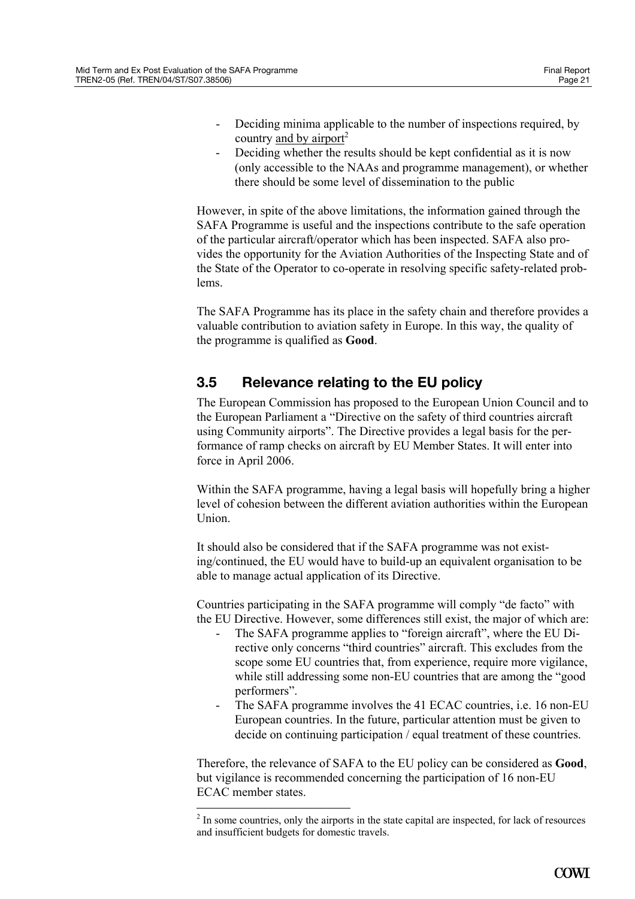- Deciding minima applicable to the number of inspections required, by country and by airport[2]
- Deciding whether the results should be kept confidential as it is now (only accessible to the NAAs and programme management), or whether there should be some level of dissemination to the public

However, in spite of the above limitations, the information gained through the SAFA Programme is useful and the inspections contribute to the safe operation of the particular aircraft/operator which has been inspected. SAFA also provides the opportunity for the Aviation Authorities of the Inspecting State and of the State of the Operator to co-operate in resolving specific safety-related problems.

The SAFA Programme has its place in the safety chain and therefore provides a valuable contribution to aviation safety in Europe. In this way, the quality of the programme is qualified as **Good**.

## 3.5 Relevance relating to the EU policy

The European Commission has proposed to the European Union Council and to the European Parliament a "Directive on the safety of third countries aircraft using Community airports". The Directive provides a legal basis for the performance of ramp checks on aircraft by EU Member States. It will enter into force in April 2006.

Within the SAFA programme, having a legal basis will hopefully bring a higher level of cohesion between the different aviation authorities within the European Union.

It should also be considered that if the SAFA programme was not existing/continued, the EU would have to build-up an equivalent organisation to be able to manage actual application of its Directive.

Countries participating in the SAFA programme will comply "de facto" with the EU Directive. However, some differences still exist, the major of which are:

- The SAFA programme applies to "foreign aircraft", where the EU Directive only concerns "third countries" aircraft. This excludes from the scope some EU countries that, from experience, require more vigilance, while still addressing some non-EU countries that are among the "good performers".
- The SAFA programme involves the 41 ECAC countries, i.e. 16 non-EU European countries. In the future, particular attention must be given to decide on continuing participation / equal treatment of these countries.

Therefore, the relevance of SAFA to the EU policy can be considered as **Good**, but vigilance is recommended concerning the participation of 16 non-EU ECAC member states.

[2] In some countries, only the airports in the state capital are inspected, for lack of resources and insufficient budgets for domestic travels.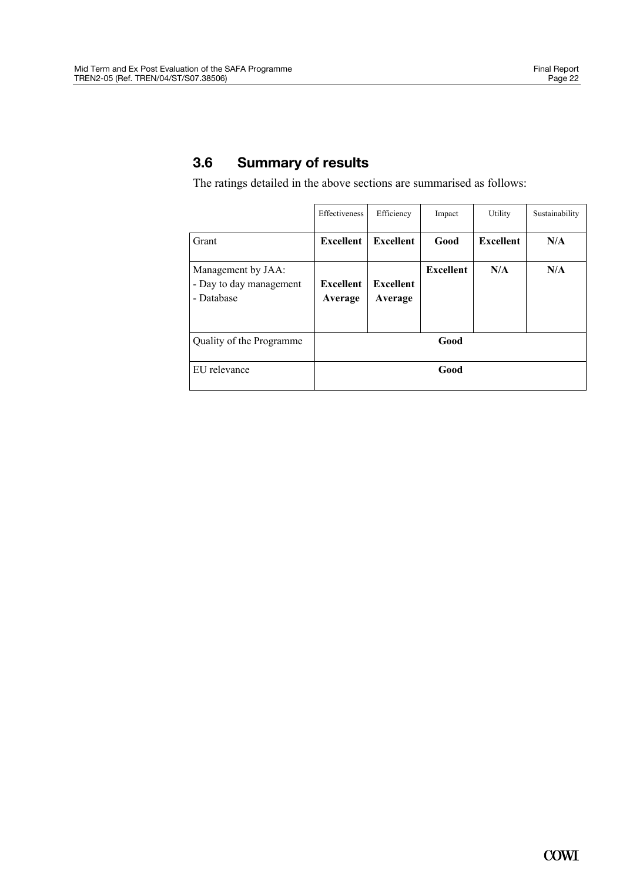## 3.6 Summary of results

The ratings detailed in the above sections are summarised as follows:

| | Effectiveness | Efficiency | Impact | Utility | Sustainability |
|---|---|---|---|---|---|
| Grant | **Excellent** | **Excellent** | **Good** | **Excellent** | **N/A** |
| Management by JAA:<br>- Day to day management<br>- Database | <br>**Excellent**<br>**Average** | <br>**Excellent**<br>**Average** | **Excellent** | **N/A** | **N/A** |
| Quality of the Programme | **Good** | | | | |
| EU relevance | **Good** | | | | |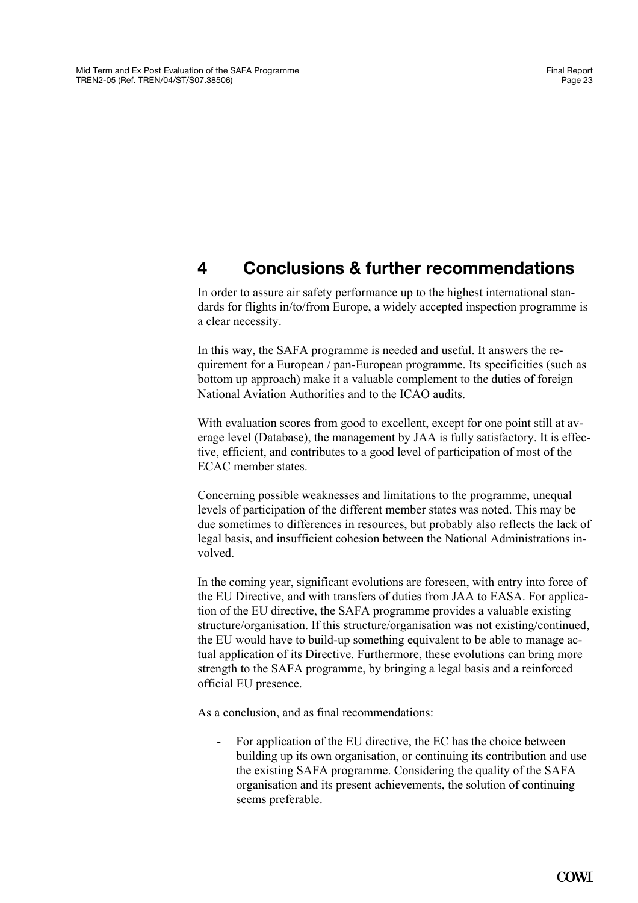# 4 Conclusions & further recommendations

In order to assure air safety performance up to the highest international standards for flights in/to/from Europe, a widely accepted inspection programme is a clear necessity.

In this way, the SAFA programme is needed and useful. It answers the requirement for a European / pan-European programme. Its specificities (such as bottom up approach) make it a valuable complement to the duties of foreign National Aviation Authorities and to the ICAO audits.

With evaluation scores from good to excellent, except for one point still at average level (Database), the management by JAA is fully satisfactory. It is effective, efficient, and contributes to a good level of participation of most of the ECAC member states.

Concerning possible weaknesses and limitations to the programme, unequal levels of participation of the different member states was noted. This may be due sometimes to differences in resources, but probably also reflects the lack of legal basis, and insufficient cohesion between the National Administrations involved.

In the coming year, significant evolutions are foreseen, with entry into force of the EU Directive, and with transfers of duties from JAA to EASA. For application of the EU directive, the SAFA programme provides a valuable existing structure/organisation. If this structure/organisation was not existing/continued, the EU would have to build-up something equivalent to be able to manage actual application of its Directive. Furthermore, these evolutions can bring more strength to the SAFA programme, by bringing a legal basis and a reinforced official EU presence.

As a conclusion, and as final recommendations:

- For application of the EU directive, the EC has the choice between building up its own organisation, or continuing its contribution and use the existing SAFA programme. Considering the quality of the SAFA organisation and its present achievements, the solution of continuing seems preferable.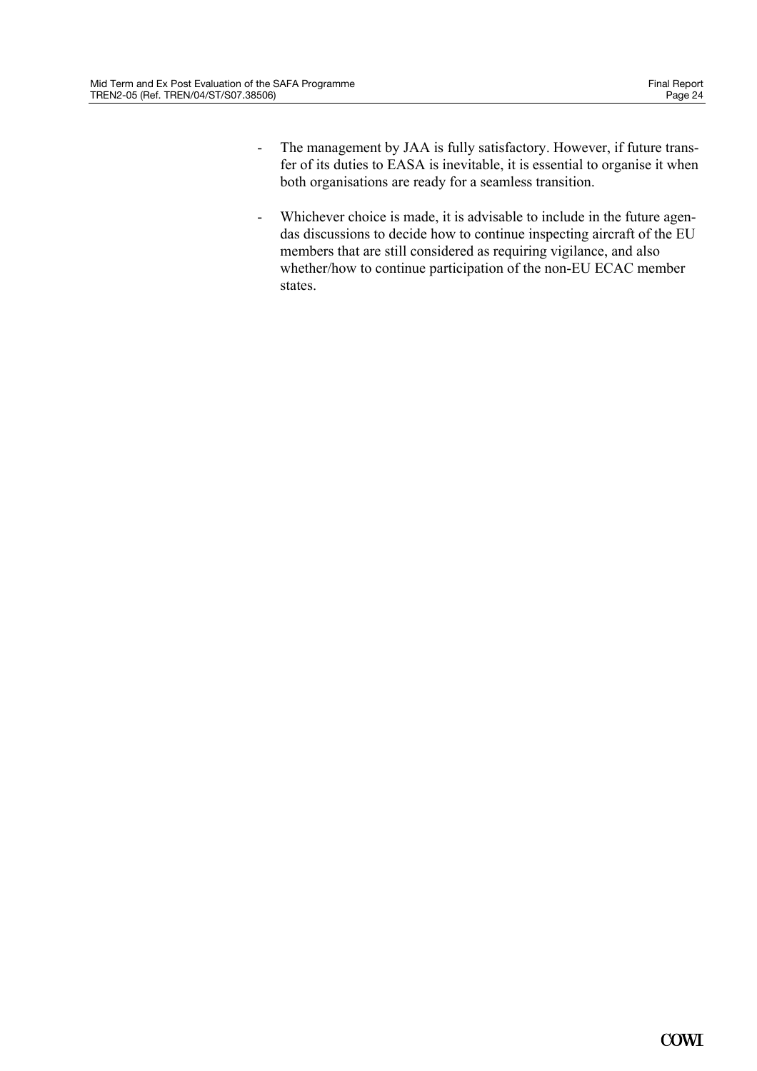- The management by JAA is fully satisfactory. However, if future transfer of its duties to EASA is inevitable, it is essential to organise it when both organisations are ready for a seamless transition.

- Whichever choice is made, it is advisable to include in the future agendas discussions to decide how to continue inspecting aircraft of the EU members that are still considered as requiring vigilance, and also whether/how to continue participation of the non-EU ECAC member states.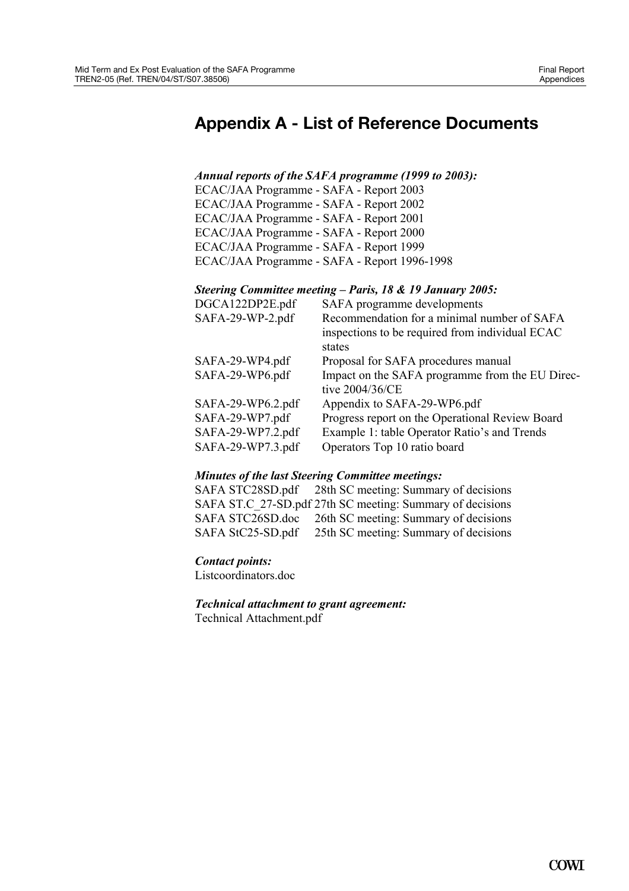# Appendix A - List of Reference Documents

***Annual reports of the SAFA programme (1999 to 2003):***

ECAC/JAA Programme - SAFA - Report 2003
ECAC/JAA Programme - SAFA - Report 2002
ECAC/JAA Programme - SAFA - Report 2001
ECAC/JAA Programme - SAFA - Report 2000
ECAC/JAA Programme - SAFA - Report 1999
ECAC/JAA Programme - SAFA - Report 1996-1998

***Steering Committee meeting – Paris, 18 & 19 January 2005:***

| | |
|---|---|
| DGCA122DP2E.pdf | SAFA programme developments |
| SAFA-29-WP-2.pdf | Recommendation for a minimal number of SAFA inspections to be required from individual ECAC states |
| SAFA-29-WP4.pdf | Proposal for SAFA procedures manual |
| SAFA-29-WP6.pdf | Impact on the SAFA programme from the EU Directive 2004/36/CE |
| SAFA-29-WP6.2.pdf | Appendix to SAFA-29-WP6.pdf |
| SAFA-29-WP7.pdf | Progress report on the Operational Review Board |
| SAFA-29-WP7.2.pdf | Example 1: table Operator Ratio's and Trends |
| SAFA-29-WP7.3.pdf | Operators Top 10 ratio board |

***Minutes of the last Steering Committee meetings:***

| | |
|---|---|
| SAFA STC28SD.pdf | 28th SC meeting: Summary of decisions |
| SAFA ST.C_27-SD.pdf | 27th SC meeting: Summary of decisions |
| SAFA STC26SD.doc | 26th SC meeting: Summary of decisions |
| SAFA StC25-SD.pdf | 25th SC meeting: Summary of decisions |

***Contact points:***

Listcoordinators.doc

***Technical attachment to grant agreement:***

Technical Attachment.pdf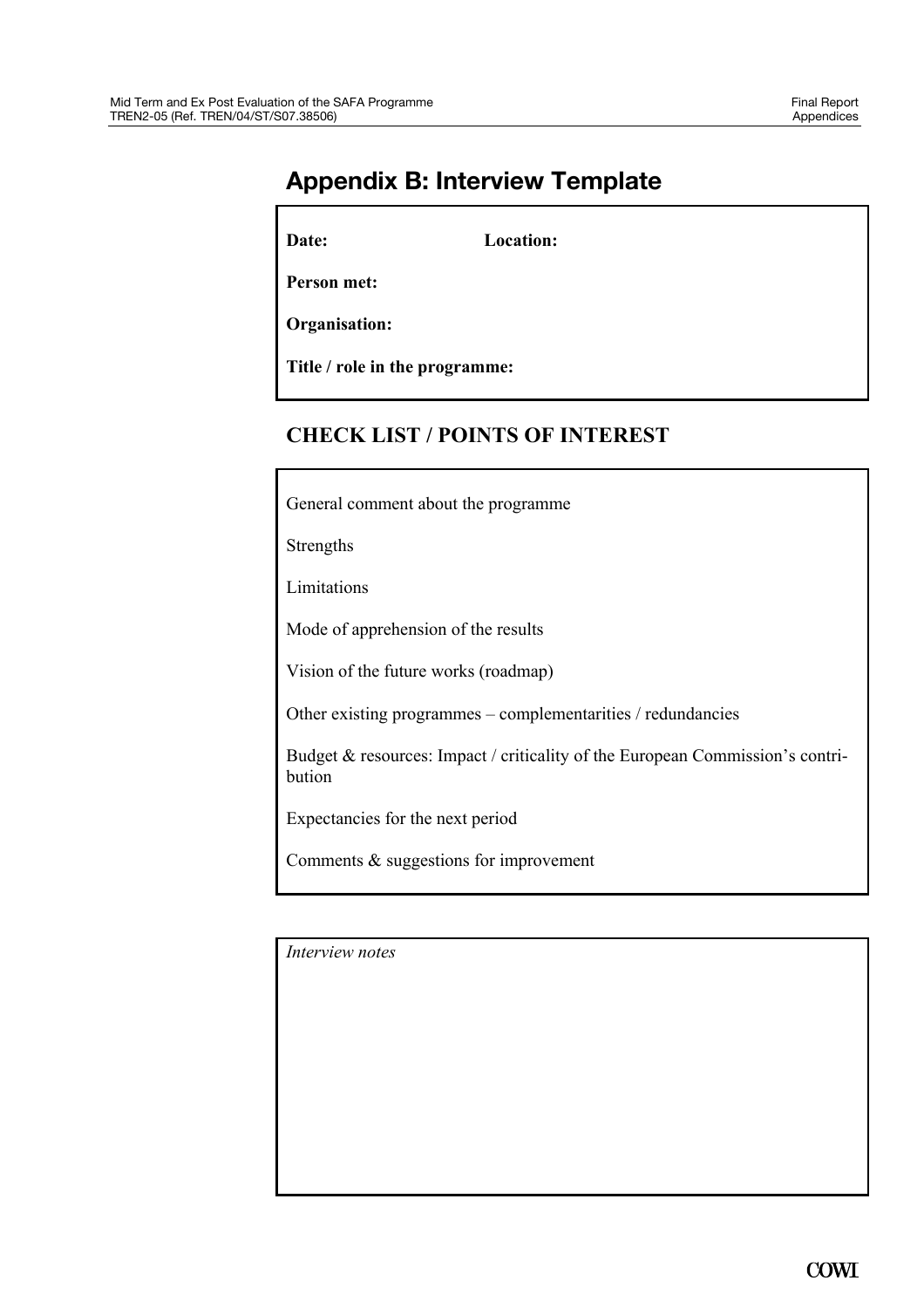# Appendix B: Interview Template

**Date:** **Location:**

**Person met:**

**Organisation:**

**Title / role in the programme:**

## CHECK LIST / POINTS OF INTEREST

General comment about the programme

Strengths

Limitations

Mode of apprehension of the results

Vision of the future works (roadmap)

Other existing programmes – complementarities / redundancies

Budget & resources: Impact / criticality of the European Commission's contribution

Expectancies for the next period

Comments & suggestions for improvement

*Interview notes*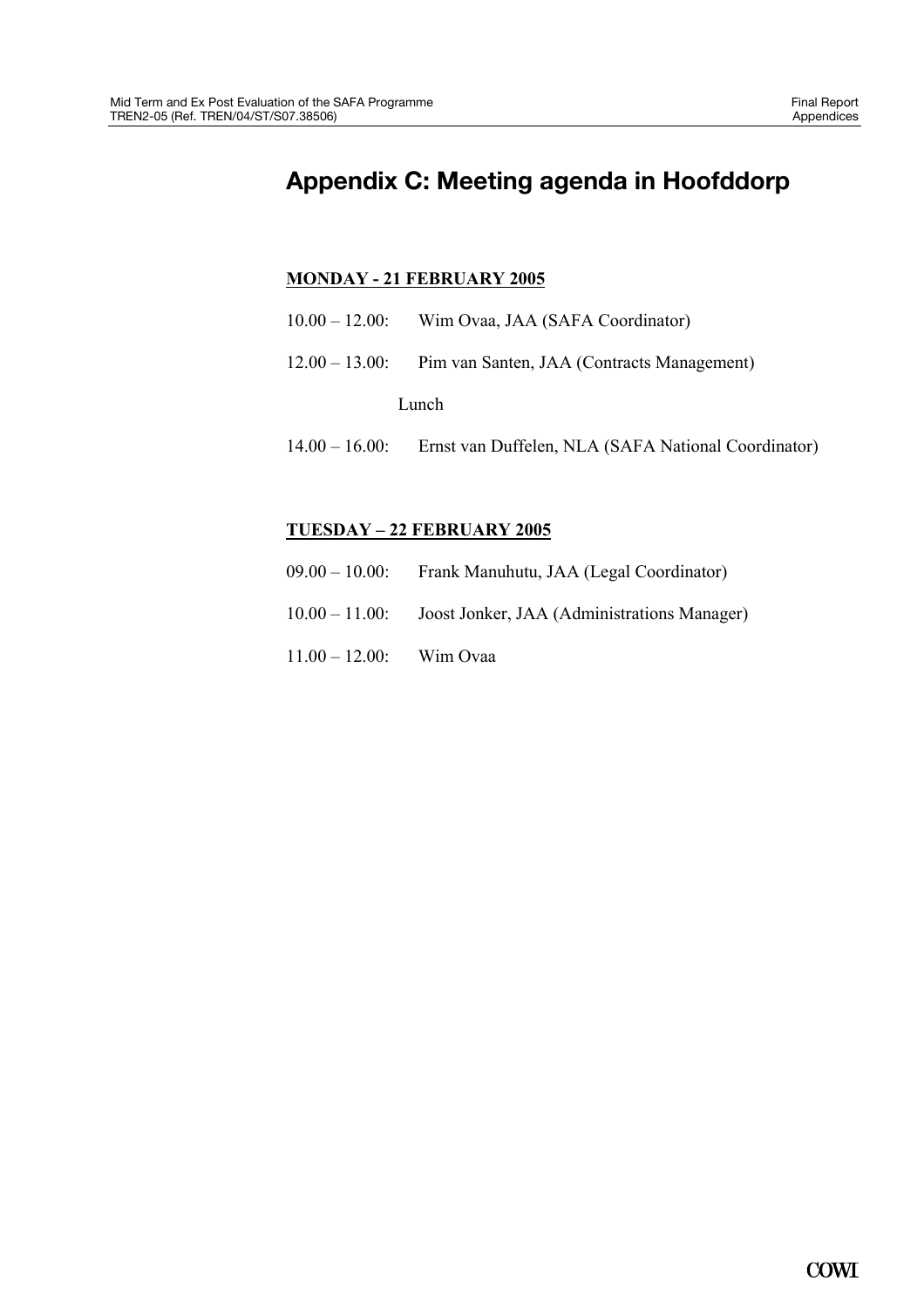# Appendix C: Meeting agenda in Hoofddorp

**MONDAY - 21 FEBRUARY 2005**

10.00 – 12.00: Wim Ovaa, JAA (SAFA Coordinator)

12.00 – 13.00: Pim van Santen, JAA (Contracts Management)

Lunch

14.00 – 16.00: Ernst van Duffelen, NLA (SAFA National Coordinator)

**TUESDAY – 22 FEBRUARY 2005**

09.00 – 10.00: Frank Manuhutu, JAA (Legal Coordinator)

10.00 – 11.00: Joost Jonker, JAA (Administrations Manager)

11.00 – 12.00: Wim Ovaa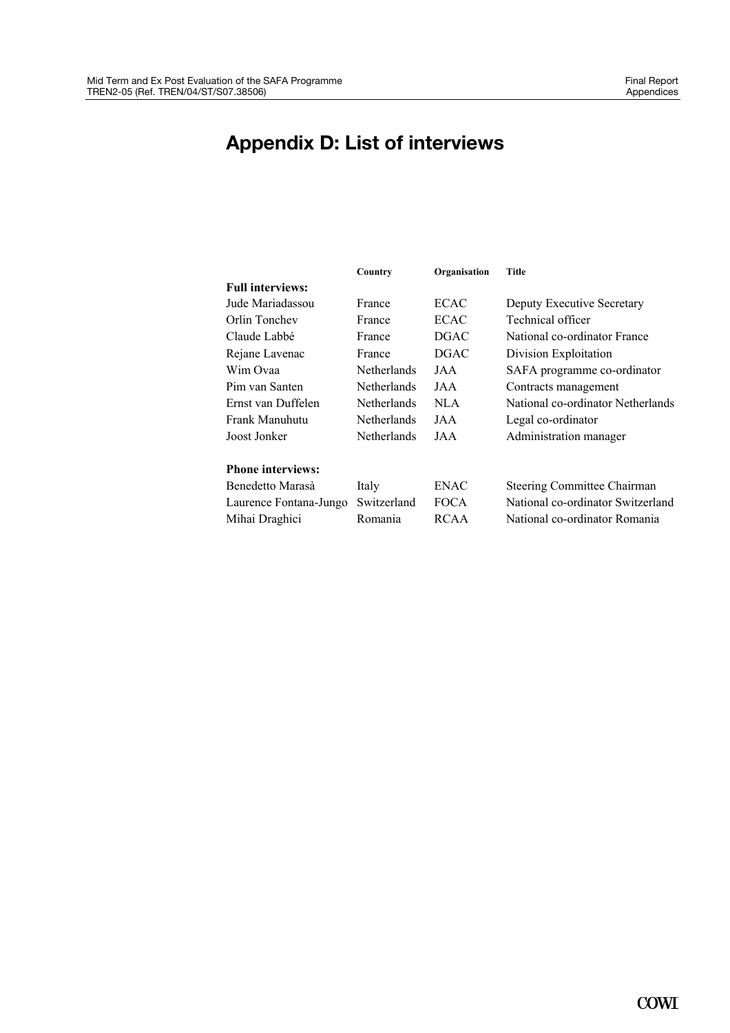# Appendix D: List of interviews

| | Country | Organisation | Title |
|---|---|---|---|
| **Full interviews:** | | | |
| Jude Mariadassou | France | ECAC | Deputy Executive Secretary |
| Orlin Tonchev | France | ECAC | Technical officer |
| Claude Labbé | France | DGAC | National co-ordinator France |
| Rejane Lavenac | France | DGAC | Division Exploitation |
| Wim Ovaa | Netherlands | JAA | SAFA programme co-ordinator |
| Pim van Santen | Netherlands | JAA | Contracts management |
| Ernst van Duffelen | Netherlands | NLA | National co-ordinator Netherlands |
| Frank Manuhutu | Netherlands | JAA | Legal co-ordinator |
| Joost Jonker | Netherlands | JAA | Administration manager |
| **Phone interviews:** | | | |
| Benedetto Marasà | Italy | ENAC | Steering Committee Chairman |
| Laurence Fontana-Jungo | Switzerland | FOCA | National co-ordinator Switzerland |
| Mihai Draghici | Romania | RCAA | National co-ordinator Romania |